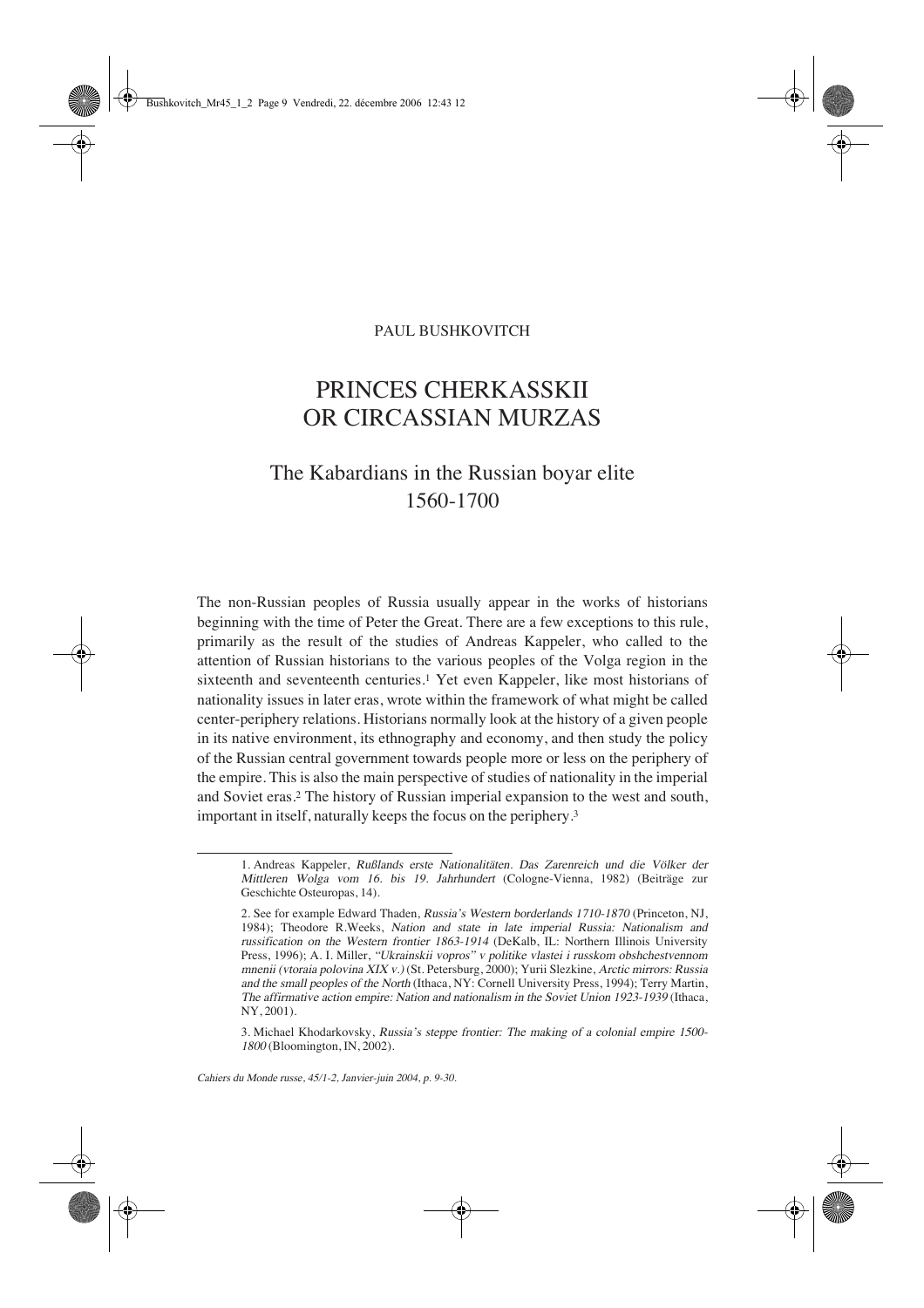PAUL BUSHKOVITCH

# PRINCES CHERKASSKII OR CIRCASSIAN MURZAS

## The Kabardians in the Russian boyar elite 1560-1700

The non-Russian peoples of Russia usually appear in the works of historians beginning with the time of Peter the Great. There are a few exceptions to this rule, primarily as the result of the studies of Andreas Kappeler, who called to the attention of Russian historians to the various peoples of the Volga region in the sixteenth and seventeenth centuries.[1] Yet even Kappeler, like most historians of nationality issues in later eras, wrote within the framework of what might be called center-periphery relations. Historians normally look at the history of a given people in its native environment, its ethnography and economy, and then study the policy of the Russian central government towards people more or less on the periphery of the empire. This is also the main perspective of studies of nationality in the imperial and Soviet eras.[2] The history of Russian imperial expansion to the west and south, important in itself, naturally keeps the focus on the periphery.[3]

---

1. Andreas Kappeler, *Rußlands erste Nationalitäten. Das Zarenreich und die Völker der Mittleren Wolga vom 16. bis 19. Jahrhundert* (Cologne-Vienna, 1982) (Beiträge zur Geschichte Osteuropas, 14).

2. See for example Edward Thaden, *Russia's Western borderlands 1710-1870* (Princeton, NJ, 1984); Theodore R.Weeks, *Nation and state in late imperial Russia: Nationalism and russification on the Western frontier 1863-1914* (DeKalb, IL: Northern Illinois University Press, 1996); A. I. Miller, *"Ukrainskii vopros" v politike vlastei i russkom obshchestvennom mnenii (vtoraia polovina XIX v.)* (St. Petersburg, 2000); Yurii Slezkine, *Arctic mirrors: Russia and the small peoples of the North* (Ithaca, NY: Cornell University Press, 1994); Terry Martin, *The affirmative action empire: Nation and nationalism in the Soviet Union 1923-1939* (Ithaca, NY, 2001).

3. Michael Khodarkovsky, *Russia's steppe frontier: The making of a colonial empire 1500-1800* (Bloomington, IN, 2002).

*Cahiers du Monde russe, 45/1-2, Janvier-juin 2004, p. 9-30.*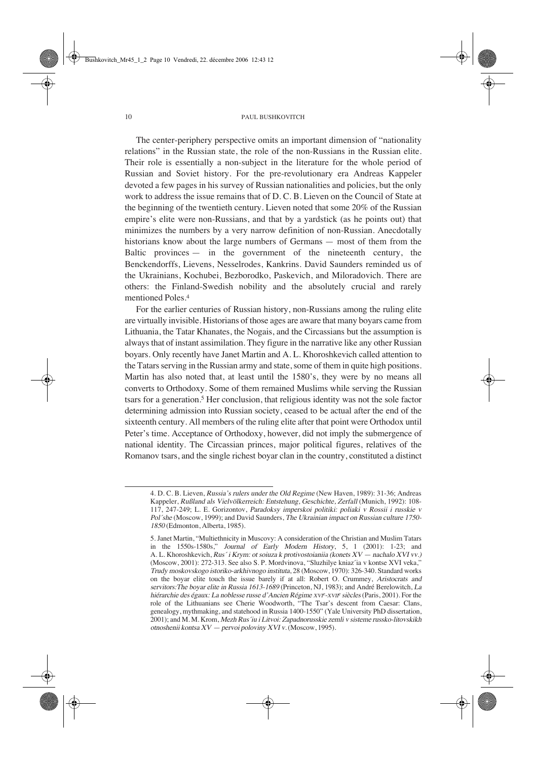The center-periphery perspective omits an important dimension of "nationality relations" in the Russian state, the role of the non-Russians in the Russian elite. Their role is essentially a non-subject in the literature for the whole period of Russian and Soviet history. For the pre-revolutionary era Andreas Kappeler devoted a few pages in his survey of Russian nationalities and policies, but the only work to address the issue remains that of D. C. B. Lieven on the Council of State at the beginning of the twentieth century. Lieven noted that some 20% of the Russian empire's elite were non-Russians, and that by a yardstick (as he points out) that minimizes the numbers by a very narrow definition of non-Russian. Anecdotally historians know about the large numbers of Germans — most of them from the Baltic provinces — in the government of the nineteenth century, the Benckendorffs, Lievens, Nesselrodes, Kankrins. David Saunders reminded us of the Ukrainians, Kochubei, Bezborodko, Paskevich, and Miloradovich. There are others: the Finland-Swedish nobility and the absolutely crucial and rarely mentioned Poles.[4]

For the earlier centuries of Russian history, non-Russians among the ruling elite are virtually invisible. Historians of those ages are aware that many boyars came from Lithuania, the Tatar Khanates, the Nogais, and the Circassians but the assumption is always that of instant assimilation. They figure in the narrative like any other Russian boyars. Only recently have Janet Martin and A. L. Khoroshkevich called attention to the Tatars serving in the Russian army and state, some of them in quite high positions. Martin has also noted that, at least until the 1580's, they were by no means all converts to Orthodoxy. Some of them remained Muslims while serving the Russian tsars for a generation.[5] Her conclusion, that religious identity was not the sole factor determining admission into Russian society, ceased to be actual after the end of the sixteenth century. All members of the ruling elite after that point were Orthodox until Peter's time. Acceptance of Orthodoxy, however, did not imply the submergence of national identity. The Circassian princes, major political figures, relatives of the Romanov tsars, and the single richest boyar clan in the country, constituted a distinct

4. D. C. B. Lieven, *Russia's rulers under the Old Regime* (New Haven, 1989): 31-36; Andreas Kappeler, *Rußland als Vielvölkerreich: Entstehung, Geschichte, Zerfall* (Munich, 1992): 108-117, 247-249; L. E. Gorizontov, *Paradoksy imperskoi politiki: poliaki v Rossii i russkie v Pol´she* (Moscow, 1999); and David Saunders, *The Ukrainian impact on Russian culture 1750-1850* (Edmonton, Alberta, 1985).

5. Janet Martin, "Multiethnicity in Muscovy: A consideration of the Christian and Muslim Tatars in the 1550s-1580s," *Journal of Early Modern History*, 5, 1 (2001): 1-23; and A. L. Khoroshkevich, *Rus´ i Krym: ot soiuza k protivostoianiia (konets XV — nachalo XVI vv.)* (Moscow, 2001): 272-313. See also S. P. Mordvinova, "Sluzhilye kniaz´ia v kontse XVI veka," *Trudy moskovskogo istoriko-arkhivnogo instituta*, 28 (Moscow, 1970): 326-340. Standard works on the boyar elite touch the issue barely if at all: Robert O. Crummey, *Aristocrats and servitors: The boyar elite in Russia 1613-1689* (Princeton, NJ, 1983); and André Berelowitch, *La hiérarchie des égaux: La noblesse russe d'Ancien Régime XVI^e-XVII^e siècles* (Paris, 2001). For the role of the Lithuanians see Cherie Woodworth, "The Tsar's descent from Caesar: Clans, genealogy, mythmaking, and statehood in Russia 1400-1550" (Yale University PhD dissertation, 2001); and M. M. Krom, *Mezh Rus´iu i Litvoi: Zapadnorusskie zemli v sisteme russko-litovskikh otnoshenii kontsa XV — pervoi poloviny XVI v.* (Moscow, 1995).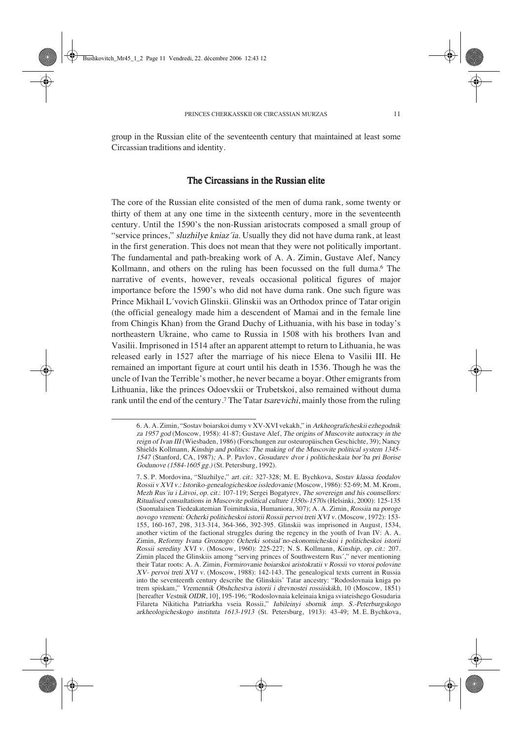group in the Russian elite of the seventeenth century that maintained at least some Circassian traditions and identity.

## The Circassians in the Russian elite

The core of the Russian elite consisted of the men of duma rank, some twenty or thirty of them at any one time in the sixteenth century, more in the seventeenth century. Until the 1590's the non-Russian aristocrats composed a small group of "service princes," *sluzhilye kniaz´ia*. Usually they did not have duma rank, at least in the first generation. This does not mean that they were not politically important. The fundamental and path-breaking work of A. A. Zimin, Gustave Alef, Nancy Kollmann, and others on the ruling has been focussed on the full duma.[6] The narrative of events, however, reveals occasional political figures of major importance before the 1590's who did not have duma rank. One such figure was Prince Mikhail L´vovich Glinskii. Glinskii was an Orthodox prince of Tatar origin (the official genealogy made him a descendent of Mamai and in the female line from Chingis Khan) from the Grand Duchy of Lithuania, with his base in today's northeastern Ukraine, who came to Russia in 1508 with his brothers Ivan and Vasilii. Imprisoned in 1514 after an apparent attempt to return to Lithuania, he was released early in 1527 after the marriage of his niece Elena to Vasilii III. He remained an important figure at court until his death in 1536. Though he was the uncle of Ivan the Terrible's mother, he never became a boyar. Other emigrants from Lithuania, like the princes Odoevskii or Trubetskoi, also remained without duma rank until the end of the century.[7] The Tatar *tsarevichi*, mainly those from the ruling

---

6. A. A. Zimin, "Sostav boiarskoi dumy v XV-XVI vekakh," in *Arkheograficheskii ezhegodnik za 1957 god* (Moscow, 1958): 41-87; Gustave Alef, *The origins of Muscovite autocracy in the reign of Ivan III* (Wiesbaden, 1986) (Forschungen zur osteuropäischen Geschichte, 39); Nancy Shields Kollmann, *Kinship and politics: The making of the Muscovite political system 1345-1547* (Stanford, CA, 1987); A. P. Pavlov, *Gosudarev dvor i politicheskaia bor´ba pri Borise Godunove (1584-1605 gg.)* (St. Petersburg, 1992).

7. S. P. Mordovina, "Sluzhilye," *art. cit.*: 327-328; M. E. Bychkova, *Sostav klassa feodalov Rossii v XVI v.: Istoriko-genealogicheskoe issledovanie* (Moscow, 1986): 52-69; M. M. Krom, *Mezh Rus´iu i Litvoi*, *op. cit.*: 107-119; Sergei Bogatyrev, *The sovereign and his counsellors: Ritualised consultations in Muscovite political culture 1350s-1570s* (Helsinki, 2000): 125-135 (Suomalaisen Tiedeakatemian Toimituksia, Humaniora, 307); A. A. Zimin, *Rossiia na poroge novogo vremeni: Ocherki politicheskoi istorii Rossii pervoi treti XVI v.* (Moscow, 1972): 153-155, 160-167, 298, 313-314, 364-366, 392-395. Glinskii was imprisoned in August, 1534, another victim of the factional struggles during the regency in the youth of Ivan IV: A. A. Zimin, *Reformy Ivana Groznogo: Ocherki sotsial´no-ekonomicheskoi i politicheskoi istorii Rossii serediny XVI v.* (Moscow, 1960): 225-227; N. S. Kollmann, *Kinship, op. cit.*: 207. Zimin placed the Glinskiis among "serving princes of Southwestern Rus´," never mentioning their Tatar roots: A. A. Zimin, *Formirovanie boiarskoi aristokratii v Rossii vo vtoroi polovine XV- pervoi treti XVI v.* (Moscow, 1988): 142-143. The genealogical texts current in Russia into the seventeenth century describe the Glinskiis' Tatar ancestry: "Rodoslovnaia kniga po trem spiskam," *Vremennik Obshchestva istorii i drevnostei rossiiskikh*, 10 (Moscow, 1851) [hereafter *Vestnik OIDR*, 10], 195-196; "Rodoslovnaia keleinaia kniga sviateishego Gosudaria Filareta Nikiticha Patriarkha vseia Rossii," *Iubileinyi sbornik imp. S.-Peterburgskogo arkheologicheskogo instituta 1613-1913* (St. Petersburg, 1913): 43-49; M. E. Bychkova,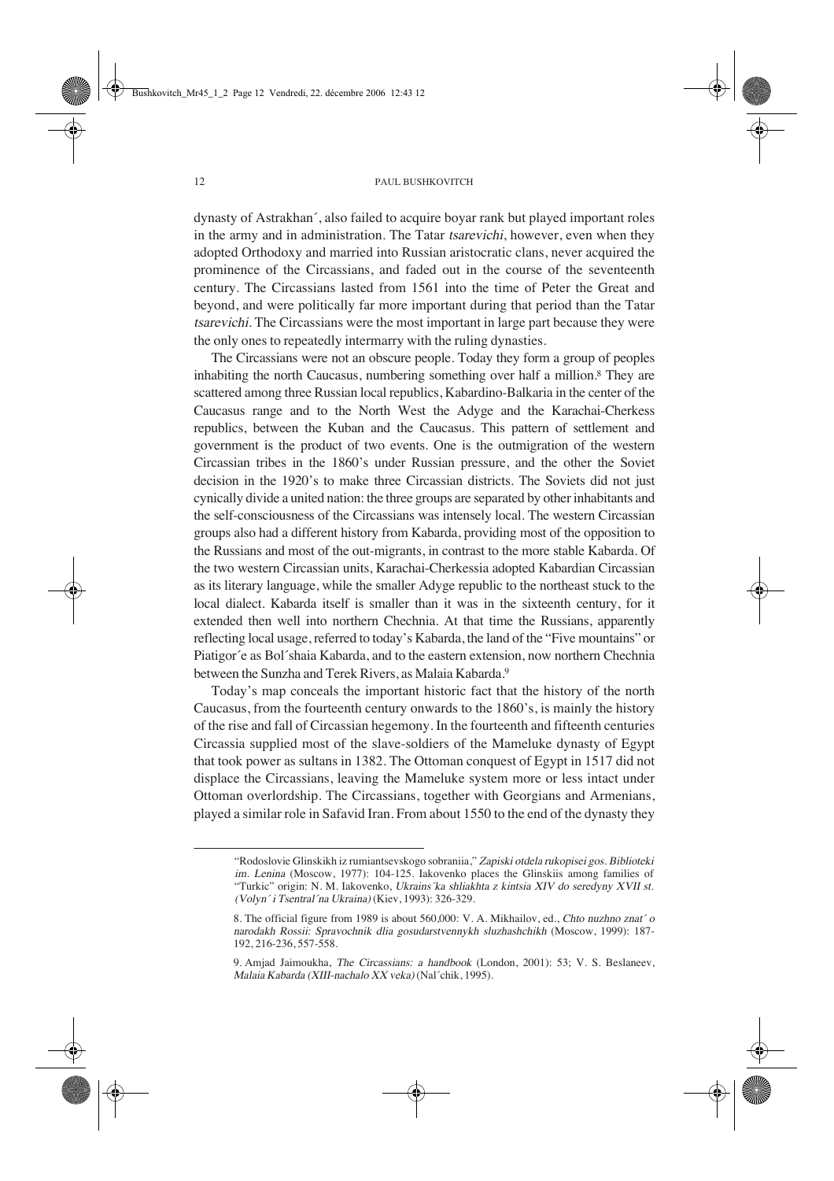dynasty of Astrakhan´, also failed to acquire boyar rank but played important roles in the army and in administration. The Tatar *tsarevichi*, however, even when they adopted Orthodoxy and married into Russian aristocratic clans, never acquired the prominence of the Circassians, and faded out in the course of the seventeenth century. The Circassians lasted from 1561 into the time of Peter the Great and beyond, and were politically far more important during that period than the Tatar *tsarevichi*. The Circassians were the most important in large part because they were the only ones to repeatedly intermarry with the ruling dynasties.

The Circassians were not an obscure people. Today they form a group of peoples inhabiting the north Caucasus, numbering something over half a million.[8] They are scattered among three Russian local republics, Kabardino-Balkaria in the center of the Caucasus range and to the North West the Adyge and the Karachai-Cherkess republics, between the Kuban and the Caucasus. This pattern of settlement and government is the product of two events. One is the outmigration of the western Circassian tribes in the 1860's under Russian pressure, and the other the Soviet decision in the 1920's to make three Circassian districts. The Soviets did not just cynically divide a united nation: the three groups are separated by other inhabitants and the self-consciousness of the Circassians was intensely local. The western Circassian groups also had a different history from Kabarda, providing most of the opposition to the Russians and most of the out-migrants, in contrast to the more stable Kabarda. Of the two western Circassian units, Karachai-Cherkessia adopted Kabardian Circassian as its literary language, while the smaller Adyge republic to the northeast stuck to the local dialect. Kabarda itself is smaller than it was in the sixteenth century, for it extended then well into northern Chechnia. At that time the Russians, apparently reflecting local usage, referred to today's Kabarda, the land of the "Five mountains" or Piatigor´e as Bol´shaia Kabarda, and to the eastern extension, now northern Chechnia between the Sunzha and Terek Rivers, as Malaia Kabarda.[9]

Today's map conceals the important historic fact that the history of the north Caucasus, from the fourteenth century onwards to the 1860's, is mainly the history of the rise and fall of Circassian hegemony. In the fourteenth and fifteenth centuries Circassia supplied most of the slave-soldiers of the Mameluke dynasty of Egypt that took power as sultans in 1382. The Ottoman conquest of Egypt in 1517 did not displace the Circassians, leaving the Mameluke system more or less intact under Ottoman overlordship. The Circassians, together with Georgians and Armenians, played a similar role in Safavid Iran. From about 1550 to the end of the dynasty they

---

"Rodoslovie Glinskikh iz rumiantsevskogo sobraniia," *Zapiski otdela rukopisei gos. Biblioteki im. Lenina* (Moscow, 1977): 104-125. Iakovenko places the Glinskiis among families of "Turkic" origin: N. M. Iakovenko, *Ukrains´ka shliakhta z kintsia XIV do seredyny XVII st. (Volyn´ i Tsentral´na Ukraina)* (Kiev, 1993): 326-329.

8. The official figure from 1989 is about 560,000: V. A. Mikhailov, ed., *Chto nuzhno znat´ o narodakh Rossii: Spravochnik dlia gosudarstvennykh sluzhashchikh* (Moscow, 1999): 187-192, 216-236, 557-558.

9. Amjad Jaimoukha, *The Circassians: a handbook* (London, 2001): 53; V. S. Beslaneev, *Malaia Kabarda (XIII-nachalo XX veka)* (Nal´chik, 1995).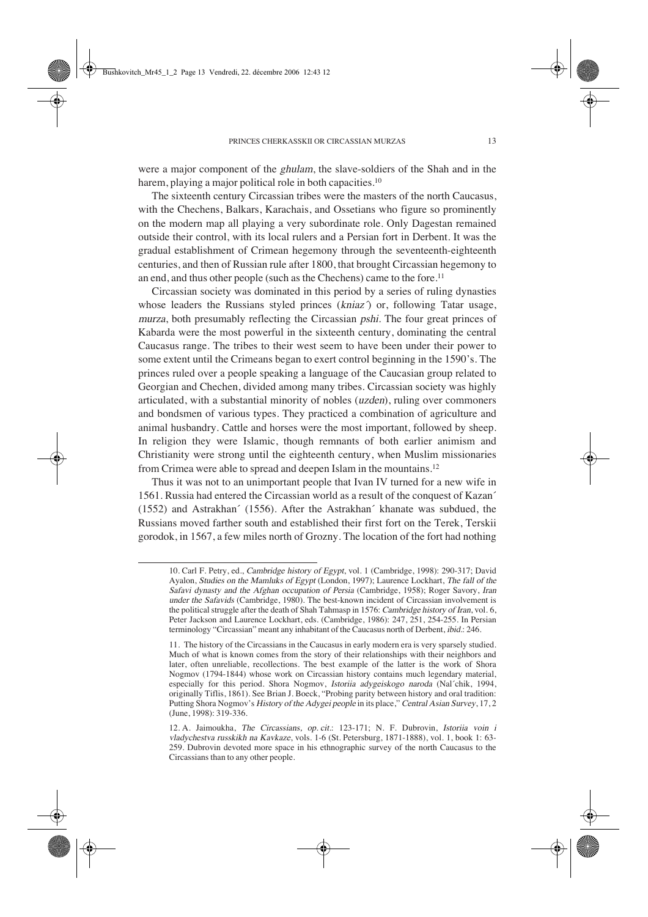were a major component of the *ghulam*, the slave-soldiers of the Shah and in the harem, playing a major political role in both capacities.[10]

The sixteenth century Circassian tribes were the masters of the north Caucasus, with the Chechens, Balkars, Karachais, and Ossetians who figure so prominently on the modern map all playing a very subordinate role. Only Dagestan remained outside their control, with its local rulers and a Persian fort in Derbent. It was the gradual establishment of Crimean hegemony through the seventeenth-eighteenth centuries, and then of Russian rule after 1800, that brought Circassian hegemony to an end, and thus other people (such as the Chechens) came to the fore.[11]

Circassian society was dominated in this period by a series of ruling dynasties whose leaders the Russians styled princes (*kniaz´*) or, following Tatar usage, *murza*, both presumably reflecting the Circassian *pshi*. The four great princes of Kabarda were the most powerful in the sixteenth century, dominating the central Caucasus range. The tribes to their west seem to have been under their power to some extent until the Crimeans began to exert control beginning in the 1590's. The princes ruled over a people speaking a language of the Caucasian group related to Georgian and Chechen, divided among many tribes. Circassian society was highly articulated, with a substantial minority of nobles (*uzden*), ruling over commoners and bondsmen of various types. They practiced a combination of agriculture and animal husbandry. Cattle and horses were the most important, followed by sheep. In religion they were Islamic, though remnants of both earlier animism and Christianity were strong until the eighteenth century, when Muslim missionaries from Crimea were able to spread and deepen Islam in the mountains.[12]

Thus it was not to an unimportant people that Ivan IV turned for a new wife in 1561. Russia had entered the Circassian world as a result of the conquest of Kazan´ (1552) and Astrakhan´ (1556). After the Astrakhan´ khanate was subdued, the Russians moved farther south and established their first fort on the Terek, Terskii gorodok, in 1567, a few miles north of Grozny. The location of the fort had nothing

---

10. Carl F. Petry, ed., *Cambridge history of Egypt*, vol. 1 (Cambridge, 1998): 290-317; David Ayalon, *Studies on the Mamluks of Egypt* (London, 1997); Laurence Lockhart, *The fall of the Safavi dynasty and the Afghan occupation of Persia* (Cambridge, 1958); Roger Savory, *Iran under the Safavids* (Cambridge, 1980). The best-known incident of Circassian involvement is the political struggle after the death of Shah Tahmasp in 1576: *Cambridge history of Iran*, vol. 6, Peter Jackson and Laurence Lockhart, eds. (Cambridge, 1986): 247, 251, 254-255. In Persian terminology "Circassian" meant any inhabitant of the Caucasus north of Derbent, *ibid.*: 246.

11. The history of the Circassians in the Caucasus in early modern era is very sparsely studied. Much of what is known comes from the story of their relationships with their neighbors and later, often unreliable, recollections. The best example of the latter is the work of Shora Nogmov (1794-1844) whose work on Circassian history contains much legendary material, especially for this period. Shora Nogmov, *Istoriia adygeiskogo naroda* (Nal´chik, 1994, originally Tiflis, 1861). See Brian J. Boeck, "Probing parity between history and oral tradition: Putting Shora Nogmov's *History of the Adygei people* in its place," *Central Asian Survey*, 17, 2 (June, 1998): 319-336.

12. A. Jaimoukha, *The Circassians*, *op. cit.*: 123-171; N. F. Dubrovin, *Istoriia voin i vladychestva russkikh na Kavkaze*, vols. 1-6 (St. Petersburg, 1871-1888), vol. 1, book 1: 63-259. Dubrovin devoted more space in his ethnographic survey of the north Caucasus to the Circassians than to any other people.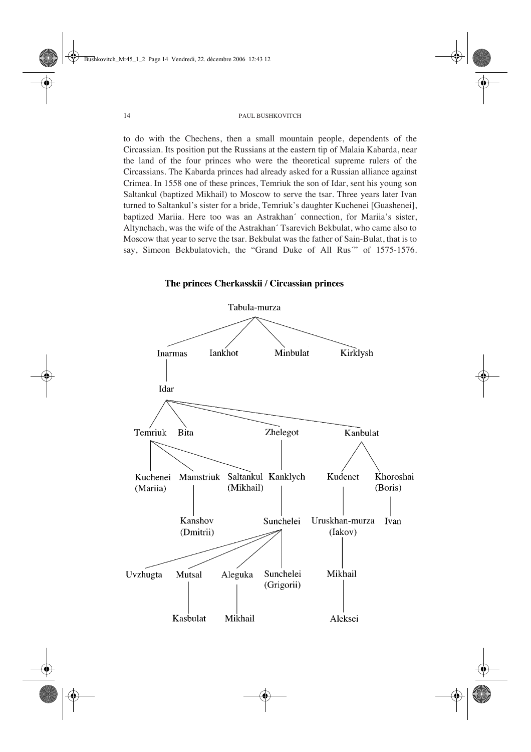to do with the Chechens, then a small mountain people, dependents of the Circassian. Its position put the Russians at the eastern tip of Malaia Kabarda, near the land of the four princes who were the theoretical supreme rulers of the Circassians. The Kabarda princes had already asked for a Russian alliance against Crimea. In 1558 one of these princes, Temriuk the son of Idar, sent his young son Saltankul (baptized Mikhail) to Moscow to serve the tsar. Three years later Ivan turned to Saltankul's sister for a bride, Temriuk's daughter Kuchenei [Guashenei], baptized Mariia. Here too was an Astrakhan´ connection, for Mariia's sister, Altynchach, was the wife of the Astrakhan´ Tsarevich Bekbulat, who came also to Moscow that year to serve the tsar. Bekbulat was the father of Sain-Bulat, that is to say, Simeon Bekbulatovich, the "Grand Duke of All Rus´" of 1575-1576.

**The princes Cherkasskii / Circassian princes**

- Tabula-murza
  - Inarmas
    - Idar
      - Temriuk
        - Kuchenei (Mariia)
        - Mamstriuk
          - Kanshov (Dmitrii)
        - Saltankul (Mikhail)
      - Bita
      - Zhelegot
        - Kanklych
          - Sunchelei
            - Uvzhugta
            - Mutsal
              - Kasbulat
            - Aleguka
              - Mikhail
            - Sunchelei (Grigorii)
      - Kanbulat
        - Kudenet
          - Uruskhan-murza (Iakov)
            - Mikhail
              - Aleksei
        - Khoroshai (Boris)
          - Ivan
  - Iankhot
  - Minbulat
  - Kirklysh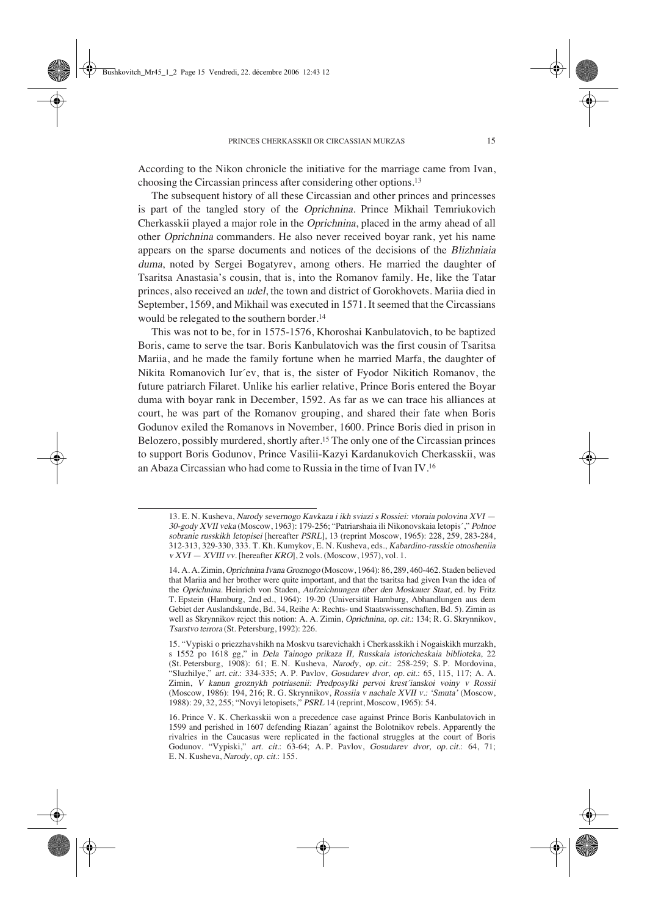According to the Nikon chronicle the initiative for the marriage came from Ivan, choosing the Circassian princess after considering other options.[13]

The subsequent history of all these Circassian and other princes and princesses is part of the tangled story of the *Oprichnina*. Prince Mikhail Temriukovich Cherkasskii played a major role in the *Oprichnina*, placed in the army ahead of all other *Oprichnina* commanders. He also never received boyar rank, yet his name appears on the sparse documents and notices of the decisions of the *Blizhniaia duma*, noted by Sergei Bogatyrev, among others. He married the daughter of Tsaritsa Anastasia's cousin, that is, into the Romanov family. He, like the Tatar princes, also received an *udel*, the town and district of Gorokhovets. Mariia died in September, 1569, and Mikhail was executed in 1571. It seemed that the Circassians would be relegated to the southern border.[14]

This was not to be, for in 1575-1576, Khoroshai Kanbulatovich, to be baptized Boris, came to serve the tsar. Boris Kanbulatovich was the first cousin of Tsaritsa Mariia, and he made the family fortune when he married Marfa, the daughter of Nikita Romanovich Iur´ev, that is, the sister of Fyodor Nikitich Romanov, the future patriarch Filaret. Unlike his earlier relative, Prince Boris entered the Boyar duma with boyar rank in December, 1592. As far as we can trace his alliances at court, he was part of the Romanov grouping, and shared their fate when Boris Godunov exiled the Romanovs in November, 1600. Prince Boris died in prison in Belozero, possibly murdered, shortly after.[15] The only one of the Circassian princes to support Boris Godunov, Prince Vasilii-Kazyi Kardanukovich Cherkasskii, was an Abaza Circassian who had come to Russia in the time of Ivan IV.[16]

---

13. E. N. Kusheva, *Narody severnogo Kavkaza i ikh sviazi s Rossiei: vtoraia polovina XVI — 30-gody XVII veka* (Moscow, 1963): 179-256; "Patriarshaia ili Nikonovskaia letopis´," *Polnoe sobranie russkikh letopisei* [hereafter *PSRL*], 13 (reprint Moscow, 1965): 228, 259, 283-284, 312-313, 329-330, 333. T. Kh. Kumykov, E. N. Kusheva, eds., *Kabardino-russkie otnosheniia v XVI — XVIII vv.* [hereafter *KRO*], 2 vols. (Moscow, 1957), vol. 1.

14. A. A. Zimin, *Oprichnina Ivana Groznogo* (Moscow, 1964): 86, 289, 460-462. Staden believed that Mariia and her brother were quite important, and that the tsaritsa had given Ivan the idea of the *Oprichnina*. Heinrich von Staden, *Aufzeichnungen über den Moskauer Staat*, ed. by Fritz T. Epstein (Hamburg, 2nd ed., 1964): 19-20 (Universität Hamburg, Abhandlungen aus dem Gebiet der Auslandskunde, Bd. 34, Reihe A: Rechts- und Staatswissenschaften, Bd. 5). Zimin as well as Skrynnikov reject this notion: A. A. Zimin, *Oprichnina, op. cit.*: 134; R. G. Skrynnikov, *Tsarstvo terrora* (St. Petersburg, 1992): 226.

15. "Vypiski o priezzhavshikh na Moskvu tsarevichakh i Cherkasskikh i Nogaiskikh murzakh, s 1552 po 1618 gg," in *Dela Tainogo prikaza II, Russkaia istoricheskaia biblioteka*, 22 (St. Petersburg, 1908): 61; E. N. Kusheva, *Narody, op. cit.*: 258-259; S. P. Mordovina, "Sluzhilye," *art. cit.*: 334-335; A. P. Pavlov, *Gosudarev dvor, op. cit.*: 65, 115, 117; A. A. Zimin, *V kanun groznykh potriasenii: Predposylki pervoi krest´ianskoi voiny v Rossii* (Moscow, 1986): 194, 216; R. G. Skrynnikov, *Rossiia v nachale XVII v.: 'Smuta'* (Moscow, 1988): 29, 32, 255; "Novyi letopisets," *PSRL* 14 (reprint, Moscow, 1965): 54.

16. Prince V. K. Cherkasskii won a precedence case against Prince Boris Kanbulatovich in 1599 and perished in 1607 defending Riazan´ against the Bolotnikov rebels. Apparently the rivalries in the Caucasus were replicated in the factional struggles at the court of Boris Godunov. "Vypiski," *art. cit.*: 63-64; A. P. Pavlov, *Gosudarev dvor, op. cit.*: 64, 71; E. N. Kusheva, *Narody, op. cit.*: 155.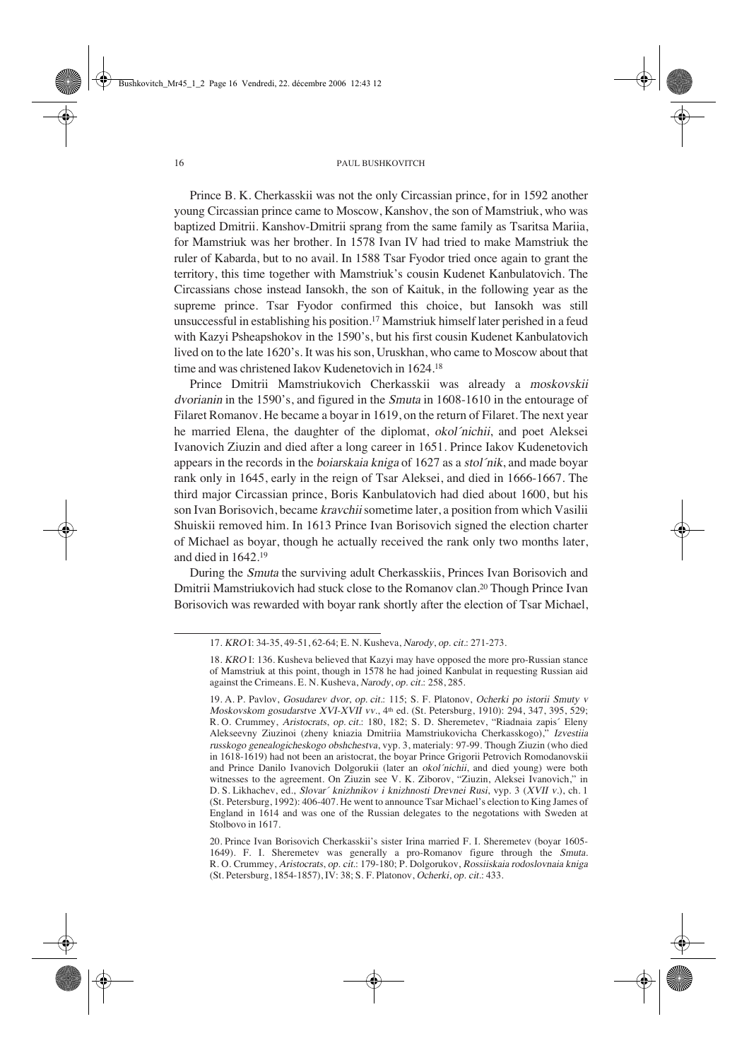Prince B. K. Cherkasskii was not the only Circassian prince, for in 1592 another young Circassian prince came to Moscow, Kanshov, the son of Mamstriuk, who was baptized Dmitrii. Kanshov-Dmitrii sprang from the same family as Tsaritsa Mariia, for Mamstriuk was her brother. In 1578 Ivan IV had tried to make Mamstriuk the ruler of Kabarda, but to no avail. In 1588 Tsar Fyodor tried once again to grant the territory, this time together with Mamstriuk's cousin Kudenet Kanbulatovich. The Circassians chose instead Iansokh, the son of Kaituk, in the following year as the supreme prince. Tsar Fyodor confirmed this choice, but Iansokh was still unsuccessful in establishing his position.[17] Mamstriuk himself later perished in a feud with Kazyi Psheapshokov in the 1590's, but his first cousin Kudenet Kanbulatovich lived on to the late 1620's. It was his son, Uruskhan, who came to Moscow about that time and was christened Iakov Kudenetovich in 1624.[18]

Prince Dmitrii Mamstriukovich Cherkasskii was already a *moskovskii dvorianin* in the 1590's, and figured in the *Smuta* in 1608-1610 in the entourage of Filaret Romanov. He became a boyar in 1619, on the return of Filaret. The next year he married Elena, the daughter of the diplomat, *okol´nichii*, and poet Aleksei Ivanovich Ziuzin and died after a long career in 1651. Prince Iakov Kudenetovich appears in the records in the *boiarskaia kniga* of 1627 as a *stol´nik*, and made boyar rank only in 1645, early in the reign of Tsar Aleksei, and died in 1666-1667. The third major Circassian prince, Boris Kanbulatovich had died about 1600, but his son Ivan Borisovich, became *kravchii* sometime later, a position from which Vasilii Shuiskii removed him. In 1613 Prince Ivan Borisovich signed the election charter of Michael as boyar, though he actually received the rank only two months later, and died in 1642.[19]

During the *Smuta* the surviving adult Cherkasskiis, Princes Ivan Borisovich and Dmitrii Mamstriukovich had stuck close to the Romanov clan.[20] Though Prince Ivan Borisovich was rewarded with boyar rank shortly after the election of Tsar Michael,

---

17. *KRO* I: 34-35, 49-51, 62-64; E. N. Kusheva, *Narody*, *op. cit.*: 271-273.

18. *KRO* I: 136. Kusheva believed that Kazyi may have opposed the more pro-Russian stance of Mamstriuk at this point, though in 1578 he had joined Kanbulat in requesting Russian aid against the Crimeans. E. N. Kusheva, *Narody*, *op. cit.*: 258, 285.

19. A. P. Pavlov, *Gosudarev dvor*, *op. cit.*: 115; S. F. Platonov, *Ocherki po istorii Smuty v Moskovskom gosudarstve XVI-XVII vv.*, 4th ed. (St. Petersburg, 1910): 294, 347, 395, 529; R. O. Crummey, *Aristocrats*, *op. cit.*: 180, 182; S. D. Sheremetev, "Riadnaia zapis´ Eleny Alekseevny Ziuzinoi (zheny kniazia Dmitriia Mamstriukovicha Cherkasskogo)," *Izvestiia russkogo genealogicheskogo obshchestva*, vyp. 3, materialy: 97-99. Though Ziuzin (who died in 1618-1619) had not been an aristocrat, the boyar Prince Grigorii Petrovich Romodanovskii and Prince Danilo Ivanovich Dolgorukii (later an *okol´nichii*, and died young) were both witnesses to the agreement. On Ziuzin see V. K. Ziborov, "Ziuzin, Aleksei Ivanovich," in D. S. Likhachev, ed., *Slovar´ knizhnikov i knizhnosti Drevnei Rusi*, vyp. 3 (*XVII v.*), ch. 1 (St. Petersburg, 1992): 406-407. He went to announce Tsar Michael's election to King James of England in 1614 and was one of the Russian delegates to the negotations with Sweden at Stolbovo in 1617.

20. Prince Ivan Borisovich Cherkasskii's sister Irina married F. I. Sheremetev (boyar 1605-1649). F. I. Sheremetev was generally a pro-Romanov figure through the *Smuta*. R. O. Crummey, *Aristocrats*, *op. cit.*: 179-180; P. Dolgorukov, *Rossiiskaia rodoslovnaia kniga* (St. Petersburg, 1854-1857), IV: 38; S. F. Platonov, *Ocherki*, *op. cit.*: 433.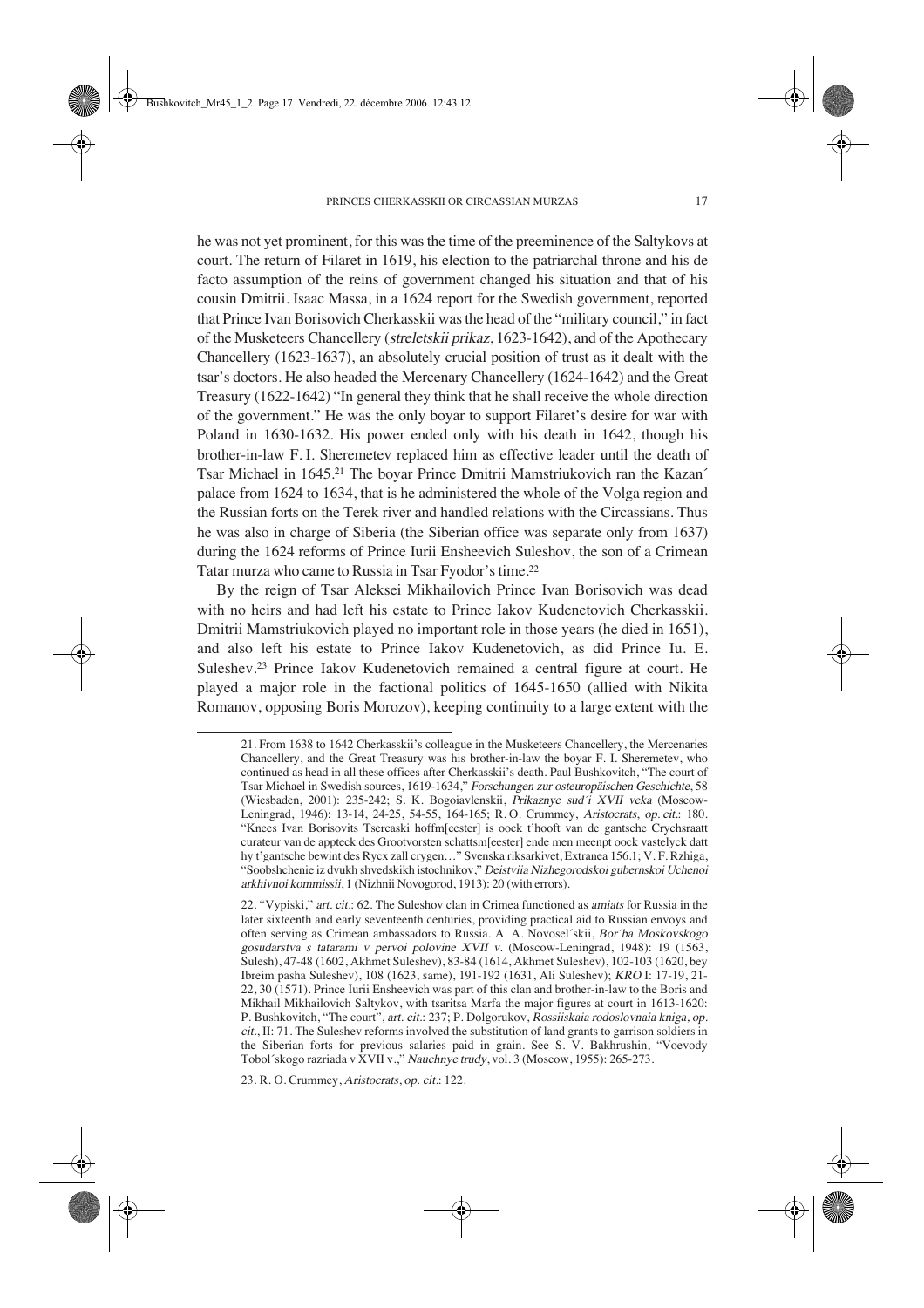he was not yet prominent, for this was the time of the preeminence of the Saltykovs at court. The return of Filaret in 1619, his election to the patriarchal throne and his de facto assumption of the reins of government changed his situation and that of his cousin Dmitrii. Isaac Massa, in a 1624 report for the Swedish government, reported that Prince Ivan Borisovich Cherkasskii was the head of the "military council," in fact of the Musketeers Chancellery (*streletskii prikaz*, 1623-1642), and of the Apothecary Chancellery (1623-1637), an absolutely crucial position of trust as it dealt with the tsar's doctors. He also headed the Mercenary Chancellery (1624-1642) and the Great Treasury (1622-1642) "In general they think that he shall receive the whole direction of the government." He was the only boyar to support Filaret's desire for war with Poland in 1630-1632. His power ended only with his death in 1642, though his brother-in-law F. I. Sheremetev replaced him as effective leader until the death of Tsar Michael in 1645.[21] The boyar Prince Dmitrii Mamstriukovich ran the Kazan´ palace from 1624 to 1634, that is he administered the whole of the Volga region and the Russian forts on the Terek river and handled relations with the Circassians. Thus he was also in charge of Siberia (the Siberian office was separate only from 1637) during the 1624 reforms of Prince Iurii Ensheevich Suleshov, the son of a Crimean Tatar murza who came to Russia in Tsar Fyodor's time.[22]

By the reign of Tsar Aleksei Mikhailovich Prince Ivan Borisovich was dead with no heirs and had left his estate to Prince Iakov Kudenetovich Cherkasskii. Dmitrii Mamstriukovich played no important role in those years (he died in 1651), and also left his estate to Prince Iakov Kudenetovich, as did Prince Iu. E. Suleshev.[23] Prince Iakov Kudenetovich remained a central figure at court. He played a major role in the factional politics of 1645-1650 (allied with Nikita Romanov, opposing Boris Morozov), keeping continuity to a large extent with the

---

21. From 1638 to 1642 Cherkasskii's colleague in the Musketeers Chancellery, the Mercenaries Chancellery, and the Great Treasury was his brother-in-law the boyar F. I. Sheremetev, who continued as head in all these offices after Cherkasskii's death. Paul Bushkovitch, "The court of Tsar Michael in Swedish sources, 1619-1634," *Forschungen zur osteuropäischen Geschichte*, 58 (Wiesbaden, 2001): 235-242; S. K. Bogoiavlenskii, *Prikaznye sud´i XVII veka* (Moscow-Leningrad, 1946): 13-14, 24-25, 54-55, 164-165; R. O. Crummey, *Aristocrats*, *op. cit.*: 180. "Knees Ivan Borisovits Tsercaski hoffm[eester] is oock t'hooft van de gantsche Crychsraatt curateur van de appteck des Grootvorsten schattsm[eester] ende men meenpt oock vastelyck datt hy t'gantsche bewint des Rycx zall crygen…" Svenska riksarkivet, Extranea 156.1; V. F. Rzhiga, "Soobshchenie iz dvukh shvedskikh istochnikov," *Deistviia Nizhegorodskoi gubernskoi Uchenoi arkhivnoi kommissii*, 1 (Nizhnii Novogorod, 1913): 20 (with errors).

22. "Vypiski," *art. cit.*: 62. The Suleshov clan in Crimea functioned as *amiats* for Russia in the later sixteenth and early seventeenth centuries, providing practical aid to Russian envoys and often serving as Crimean ambassadors to Russia. A. A. Novosel´skii, *Bor´ba Moskovskogo gosudarstva s tatarami v pervoi polovine XVII v.* (Moscow-Leningrad, 1948): 19 (1563, Sulesh), 47-48 (1602, Akhmet Suleshev), 83-84 (1614, Akhmet Suleshev), 102-103 (1620, bey Ibreim pasha Suleshev), 108 (1623, same), 191-192 (1631, Ali Suleshev); *KRO* I: 17-19, 21-22, 30 (1571). Prince Iurii Ensheevich was part of this clan and brother-in-law to the Boris and Mikhail Mikhailovich Saltykov, with tsaritsa Marfa the major figures at court in 1613-1620: P. Bushkovitch, "The court", *art. cit.*: 237; P. Dolgorukov, *Rossiiskaia rodoslovnaia kniga*, *op. cit.*, II: 71. The Suleshev reforms involved the substitution of land grants to garrison soldiers in the Siberian forts for previous salaries paid in grain. See S. V. Bakhrushin, "Voevody Tobol´skogo razriada v XVII v.," *Nauchnye trudy*, vol. 3 (Moscow, 1955): 265-273.

23. R. O. Crummey, *Aristocrats*, *op. cit.*: 122.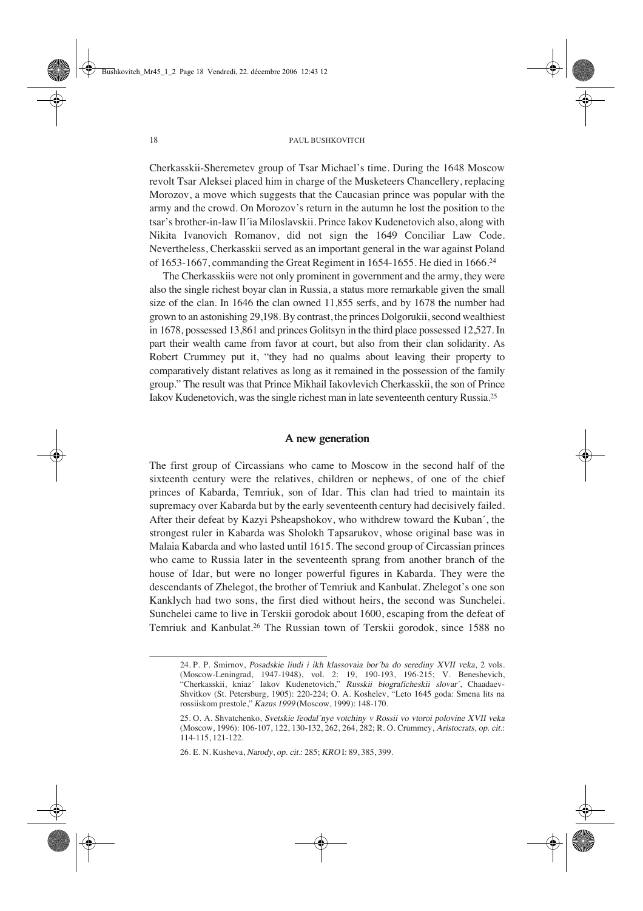Cherkasskii-Sheremetev group of Tsar Michael's time. During the 1648 Moscow revolt Tsar Aleksei placed him in charge of the Musketeers Chancellery, replacing Morozov, a move which suggests that the Caucasian prince was popular with the army and the crowd. On Morozov's return in the autumn he lost the position to the tsar's brother-in-law Il´ia Miloslavskii. Prince Iakov Kudenetovich also, along with Nikita Ivanovich Romanov, did not sign the 1649 Conciliar Law Code. Nevertheless, Cherkasskii served as an important general in the war against Poland of 1653-1667, commanding the Great Regiment in 1654-1655. He died in 1666.[24]

The Cherkasskiis were not only prominent in government and the army, they were also the single richest boyar clan in Russia, a status more remarkable given the small size of the clan. In 1646 the clan owned 11,855 serfs, and by 1678 the number had grown to an astonishing 29,198. By contrast, the princes Dolgorukii, second wealthiest in 1678, possessed 13,861 and princes Golitsyn in the third place possessed 12,527. In part their wealth came from favor at court, but also from their clan solidarity. As Robert Crummey put it, "they had no qualms about leaving their property to comparatively distant relatives as long as it remained in the possession of the family group." The result was that Prince Mikhail Iakovlevich Cherkasskii, the son of Prince Iakov Kudenetovich, was the single richest man in late seventeenth century Russia.[25]

## A new generation

The first group of Circassians who came to Moscow in the second half of the sixteenth century were the relatives, children or nephews, of one of the chief princes of Kabarda, Temriuk, son of Idar. This clan had tried to maintain its supremacy over Kabarda but by the early seventeenth century had decisively failed. After their defeat by Kazyi Psheapshokov, who withdrew toward the Kuban´, the strongest ruler in Kabarda was Sholokh Tapsarukov, whose original base was in Malaia Kabarda and who lasted until 1615. The second group of Circassian princes who came to Russia later in the seventeenth sprang from another branch of the house of Idar, but were no longer powerful figures in Kabarda. They were the descendants of Zhelegot, the brother of Temriuk and Kanbulat. Zhelegot's one son Kanklych had two sons, the first died without heirs, the second was Sunchelei. Sunchelei came to live in Terskii gorodok about 1600, escaping from the defeat of Temriuk and Kanbulat.[26] The Russian town of Terskii gorodok, since 1588 no

---

24. P. P. Smirnov, *Posadskie liudi i ikh klassovaia bor´ba do serediny XVII veka*, 2 vols. (Moscow-Leningrad, 1947-1948), vol. 2: 19, 190-193, 196-215; V. Beneshevich, "Cherkasskii, kniaz´ Iakov Kudenetovich," *Russkii biograficheskii slovar´*, Chaadaev-Shvitkov (St. Petersburg, 1905): 220-224; O. A. Koshelev, "Leto 1645 goda: Smena lits na rossiiskom prestole," *Kazus 1999* (Moscow, 1999): 148-170.

25. O. A. Shvatchenko, *Svetskie feodal´nye votchiny v Rossii vo vtoroi polovine XVII veka* (Moscow, 1996): 106-107, 122, 130-132, 262, 264, 282; R. O. Crummey, *Aristocrats*, *op. cit.*: 114-115, 121-122.

26. E. N. Kusheva, *Narody*, *op. cit.*: 285; *KRO* I: 89, 385, 399.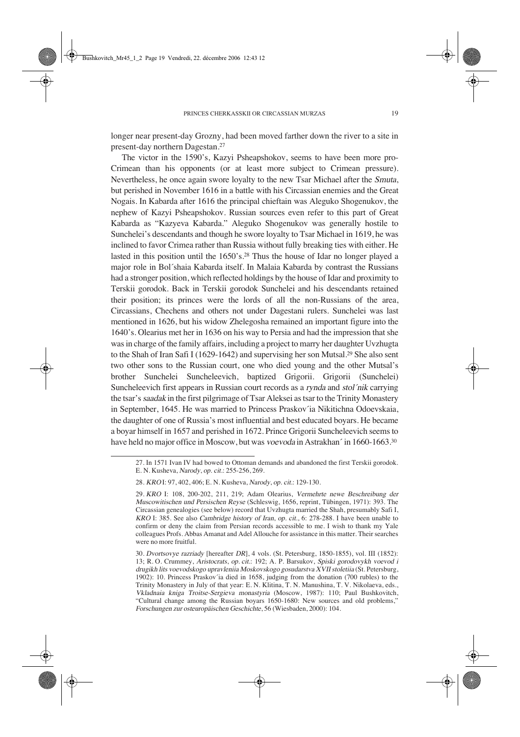longer near present-day Grozny, had been moved farther down the river to a site in present-day northern Dagestan.[27]

The victor in the 1590's, Kazyi Psheapshokov, seems to have been more pro-Crimean than his opponents (or at least more subject to Crimean pressure). Nevertheless, he once again swore loyalty to the new Tsar Michael after the *Smuta*, but perished in November 1616 in a battle with his Circassian enemies and the Great Nogais. In Kabarda after 1616 the principal chieftain was Aleguko Shogenukov, the nephew of Kazyi Psheapshokov. Russian sources even refer to this part of Great Kabarda as "Kazyeva Kabarda." Aleguko Shogenukov was generally hostile to Sunchelei's descendants and though he swore loyalty to Tsar Michael in 1619, he was inclined to favor Crimea rather than Russia without fully breaking ties with either. He lasted in this position until the 1650's.[28] Thus the house of Idar no longer played a major role in Bol´shaia Kabarda itself. In Malaia Kabarda by contrast the Russians had a stronger position, which reflected holdings by the house of Idar and proximity to Terskii gorodok. Back in Terskii gorodok Sunchelei and his descendants retained their position; its princes were the lords of all the non-Russians of the area, Circassians, Chechens and others not under Dagestani rulers. Sunchelei was last mentioned in 1626, but his widow Zhelegosha remained an important figure into the 1640's. Olearius met her in 1636 on his way to Persia and had the impression that she was in charge of the family affairs, including a project to marry her daughter Uvzhugta to the Shah of Iran Safi I (1629-1642) and supervising her son Mutsal.[29] She also sent two other sons to the Russian court, one who died young and the other Mutsal's brother Sunchelei Suncheleevich, baptized Grigorii. Grigorii (Sunchelei) Suncheleevich first appears in Russian court records as a *rynda* and *stol´nik* carrying the tsar's *saadak* in the first pilgrimage of Tsar Aleksei as tsar to the Trinity Monastery in September, 1645. He was married to Princess Praskov´ia Nikitichna Odoevskaia, the daughter of one of Russia's most influential and best educated boyars. He became a boyar himself in 1657 and perished in 1672. Prince Grigorii Suncheleevich seems to have held no major office in Moscow, but was *voevoda* in Astrakhan´ in 1660-1663.[30]

---

27. In 1571 Ivan IV had bowed to Ottoman demands and abandoned the first Terskii gorodok. E. N. Kusheva, *Narody*, *op. cit.*: 255-256, 269.

28. *KRO* I: 97, 402, 406; E. N. Kusheva, *Narody*, *op. cit.*: 129-130.

29. *KRO* I: 108, 200-202, 211, 219; Adam Olearius, *Vermehrte newe Beschreibung der Muscowitischen und Persischen Reyse* (Schleswig, 1656, reprint, Tübingen, 1971): 393. The Circassian genealogies (see below) record that Uvzhugta married the Shah, presumably Safi I, *KRO* I: 385. See also *Cambridge history of Iran*, *op. cit.*, 6: 278-288. I have been unable to confirm or deny the claim from Persian records accessible to me. I wish to thank my Yale colleagues Profs. Abbas Amanat and Adel Allouche for assistance in this matter. Their searches were no more fruitful.

30. *Dvortsovye razriady* [hereafter *DR*], 4 vols. (St. Petersburg, 1850-1855), vol. III (1852): 13; R. O. Crummey, *Aristocrats*, *op. cit.*: 192; A. P. Barsukov, *Spiski gorodovykh voevod i drugikh lits voevodskogo upravleniia Moskovskogo gosudarstva XVII stoletiia* (St. Petersburg, 1902): 10. Princess Praskov´ia died in 1658, judging from the donation (700 rubles) to the Trinity Monastery in July of that year: E. N. Klitina, T. N. Manushina, T. V. Nikolaeva, eds., *Vkladnaia kniga Troitse-Sergieva monastyria* (Moscow, 1987): 110; Paul Bushkovitch, "Cultural change among the Russian boyars 1650-1680: New sources and old problems," *Forschungen zur osteuropäischen Geschichte*, 56 (Wiesbaden, 2000): 104.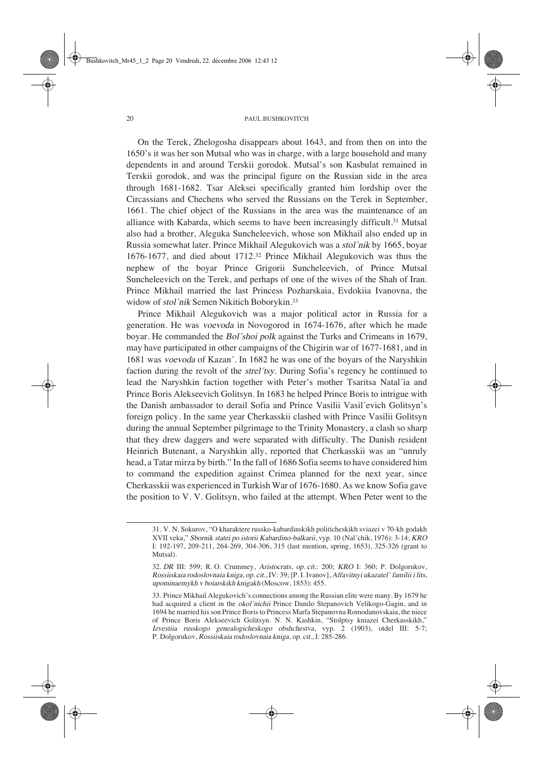On the Terek, Zhelogosha disappears about 1643, and from then on into the 1650's it was her son Mutsal who was in charge, with a large household and many dependents in and around Terskii gorodok. Mutsal's son Kasbulat remained in Terskii gorodok, and was the principal figure on the Russian side in the area through 1681-1682. Tsar Aleksei specifically granted him lordship over the Circassians and Chechens who served the Russians on the Terek in September, 1661. The chief object of the Russians in the area was the maintenance of an alliance with Kabarda, which seems to have been increasingly difficult.[31] Mutsal also had a brother, Aleguka Suncheleevich, whose son Mikhail also ended up in Russia somewhat later. Prince Mikhail Alegukovich was a *stol´nik* by 1665, boyar 1676-1677, and died about 1712.[32] Prince Mikhail Alegukovich was thus the nephew of the boyar Prince Grigorii Suncheleevich, of Prince Mutsal Suncheleevich on the Terek, and perhaps of one of the wives of the Shah of Iran. Prince Mikhail married the last Princess Pozharskaia, Evdokiia Ivanovna, the widow of *stol´nik* Semen Nikitich Boborykin.[33]

Prince Mikhail Alegukovich was a major political actor in Russia for a generation. He was *voevoda* in Novogorod in 1674-1676, after which he made boyar. He commanded the *Bol´shoi polk* against the Turks and Crimeans in 1679, may have participated in other campaigns of the Chigirin war of 1677-1681, and in 1681 was *voevoda* of Kazan´. In 1682 he was one of the boyars of the Naryshkin faction during the revolt of the *strel´tsy*. During Sofia's regency he continued to lead the Naryshkin faction together with Peter's mother Tsaritsa Natal´ia and Prince Boris Alekseevich Golitsyn. In 1683 he helped Prince Boris to intrigue with the Danish ambassador to derail Sofia and Prince Vasilii Vasil´evich Golitsyn's foreign policy. In the same year Cherkasskii clashed with Prince Vasilii Golitsyn during the annual September pilgrimage to the Trinity Monastery, a clash so sharp that they drew daggers and were separated with difficulty. The Danish resident Heinrich Butenant, a Naryshkin ally, reported that Cherkasskii was an "unruly head, a Tatar mirza by birth." In the fall of 1686 Sofia seems to have considered him to command the expedition against Crimea planned for the next year, since Cherkasskii was experienced in Turkish War of 1676-1680. As we know Sofia gave the position to V. V. Golitsyn, who failed at the attempt. When Peter went to the

---

31. V. N. Sokurov, "O kharaktere russko-kabardinskikh politicheskikh sviazei v 70-kh godakh XVII veka," *Sbornik statei po istorii Kabardino-balkarii*, vyp. 10 (Nal´chik, 1976): 3-14; *KRO* I: 192-197, 209-211, 264-269, 304-306, 315 (last mention, spring, 1653), 325-326 (grant to Mutsal).

32. *DR* III: 599; R. O. Crummey, *Aristocrats*, *op. cit.*: 200; *KRO* I: 360; P. Dolgorukov, *Rossiiskaia rodoslovnaia kniga*, *op. cit.*, IV: 39; [P. I. Ivanov], *Alfavitnyi ukazatel´ familii i lits, upominaemykh v boiarskikh knigakh* (Moscow, 1853): 455.

33. Prince Mikhail Alegukovich's connections among the Russian elite were many. By 1679 he had acquired a client in the *okol´nichii* Prince Danilo Stepanovich Velikogo-Gagin, and in 1694 he married his son Prince Boris to Princess Marfa Stepanovna Romodanovskaia, the niece of Prince Boris Alekseevich Golitsyn. N. N. Kashkin, "Stolptsy kniazei Cherkasskikh," *Izvestiia russkogo genealogicheskogo obshchestva*, vyp. 2 (1903), otdel III: 5-7; P. Dolgorukov, *Rossiiskaia rodoslovnaia kniga*, *op. cit.*, I: 285-286.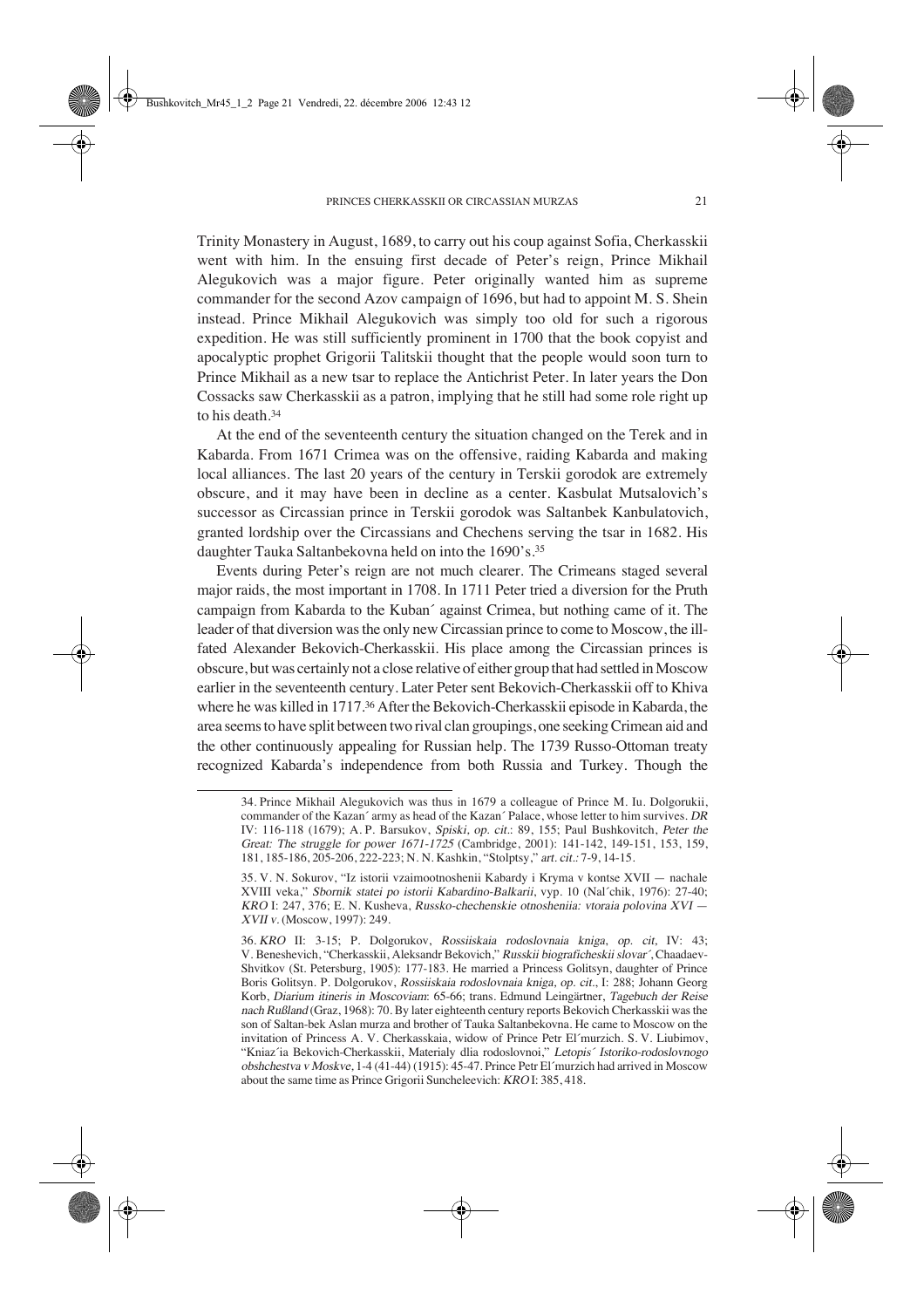Trinity Monastery in August, 1689, to carry out his coup against Sofia, Cherkasskii went with him. In the ensuing first decade of Peter's reign, Prince Mikhail Alegukovich was a major figure. Peter originally wanted him as supreme commander for the second Azov campaign of 1696, but had to appoint M. S. Shein instead. Prince Mikhail Alegukovich was simply too old for such a rigorous expedition. He was still sufficiently prominent in 1700 that the book copyist and apocalyptic prophet Grigorii Talitskii thought that the people would soon turn to Prince Mikhail as a new tsar to replace the Antichrist Peter. In later years the Don Cossacks saw Cherkasskii as a patron, implying that he still had some role right up to his death.[34]

At the end of the seventeenth century the situation changed on the Terek and in Kabarda. From 1671 Crimea was on the offensive, raiding Kabarda and making local alliances. The last 20 years of the century in Terskii gorodok are extremely obscure, and it may have been in decline as a center. Kasbulat Mutsalovich's successor as Circassian prince in Terskii gorodok was Saltanbek Kanbulatovich, granted lordship over the Circassians and Chechens serving the tsar in 1682. His daughter Tauka Saltanbekovna held on into the 1690's.[35]

Events during Peter's reign are not much clearer. The Crimeans staged several major raids, the most important in 1708. In 1711 Peter tried a diversion for the Pruth campaign from Kabarda to the Kuban´ against Crimea, but nothing came of it. The leader of that diversion was the only new Circassian prince to come to Moscow, the ill-fated Alexander Bekovich-Cherkasskii. His place among the Circassian princes is obscure, but was certainly not a close relative of either group that had settled in Moscow earlier in the seventeenth century. Later Peter sent Bekovich-Cherkasskii off to Khiva where he was killed in 1717.[36] After the Bekovich-Cherkasskii episode in Kabarda, the area seems to have split between two rival clan groupings, one seeking Crimean aid and the other continuously appealing for Russian help. The 1739 Russo-Ottoman treaty recognized Kabarda's independence from both Russia and Turkey. Though the

---

34. Prince Mikhail Alegukovich was thus in 1679 a colleague of Prince M. Iu. Dolgorukii, commander of the Kazan´ army as head of the Kazan´ Palace, whose letter to him survives. *DR* IV: 116-118 (1679); A. P. Barsukov, *Spiski*, *op. cit.*: 89, 155; Paul Bushkovitch, *Peter the Great: The struggle for power 1671-1725* (Cambridge, 2001): 141-142, 149-151, 153, 159, 181, 185-186, 205-206, 222-223; N. N. Kashkin, "Stolptsy," *art. cit.*: 7-9, 14-15.

35. V. N. Sokurov, "Iz istorii vzaimootnoshenii Kabardy i Kryma v kontse XVII — nachale XVIII veka," *Sbornik statei po istorii Kabardino-Balkarii*, vyp. 10 (Nal´chik, 1976): 27-40; *KRO* I: 247, 376; E. N. Kusheva, *Russko-chechenskie otnosheniia: vtoraia polovina XVI — XVII v.* (Moscow, 1997): 249.

36. *KRO* II: 3-15; P. Dolgorukov, *Rossiiskaia rodoslovnaia kniga*, *op. cit*, IV: 43; V. Beneshevich, "Cherkasskii, Aleksandr Bekovich," *Russkii biograficheskii slovar´*, Chaadaev-Shvitkov (St. Petersburg, 1905): 177-183. He married a Princess Golitsyn, daughter of Prince Boris Golitsyn. P. Dolgorukov, *Rossiiskaia rodoslovnaia kniga*, *op. cit.*, I: 288; Johann Georg Korb, *Diarium itineris in Moscoviam*: 65-66; trans. Edmund Leingärtner, *Tagebuch der Reise nach Rußland* (Graz, 1968): 70. By later eighteenth century reports Bekovich Cherkasskii was the son of Saltan-bek Aslan murza and brother of Tauka Saltanbekovna. He came to Moscow on the invitation of Princess A. V. Cherkasskaia, widow of Prince Petr El´murzich. S. V. Liubimov, "Kniaz´ia Bekovich-Cherkasskii, Materialy dlia rodoslovnoi," *Letopis´ Istoriko-rodoslovnogo obshchestva v Moskve*, 1-4 (41-44) (1915): 45-47. Prince Petr El´murzich had arrived in Moscow about the same time as Prince Grigorii Suncheleevich: *KRO* I: 385, 418.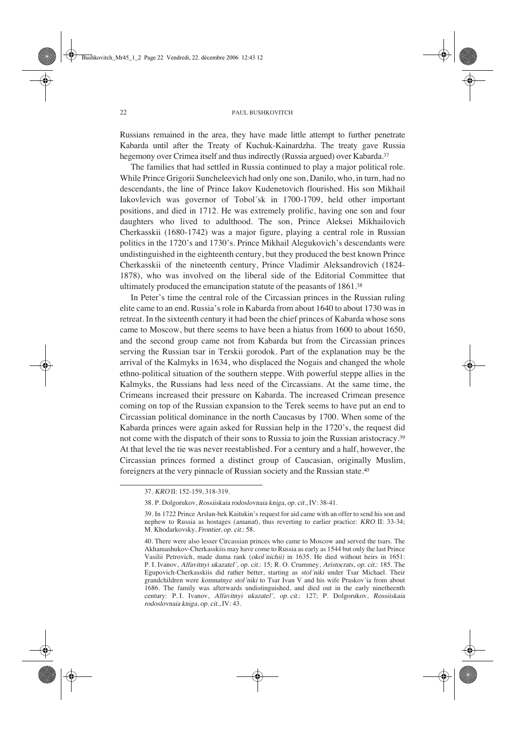Russians remained in the area, they have made little attempt to further penetrate Kabarda until after the Treaty of Kuchuk-Kainardzha. The treaty gave Russia hegemony over Crimea itself and thus indirectly (Russia argued) over Kabarda.[37]

The families that had settled in Russia continued to play a major political role. While Prince Grigorii Suncheleevich had only one son, Danilo, who, in turn, had no descendants, the line of Prince Iakov Kudenetovich flourished. His son Mikhail Iakovlevich was governor of Tobol´sk in 1700-1709, held other important positions, and died in 1712. He was extremely prolific, having one son and four daughters who lived to adulthood. The son, Prince Aleksei Mikhailovich Cherkasskii (1680-1742) was a major figure, playing a central role in Russian politics in the 1720's and 1730's. Prince Mikhail Alegukovich's descendants were undistinguished in the eighteenth century, but they produced the best known Prince Cherkasskii of the nineteenth century, Prince Vladimir Aleksandrovich (1824-1878), who was involved on the liberal side of the Editorial Committee that ultimately produced the emancipation statute of the peasants of 1861.[38]

In Peter's time the central role of the Circassian princes in the Russian ruling elite came to an end. Russia's role in Kabarda from about 1640 to about 1730 was in retreat. In the sixteenth century it had been the chief princes of Kabarda whose sons came to Moscow, but there seems to have been a hiatus from 1600 to about 1650, and the second group came not from Kabarda but from the Circassian princes serving the Russian tsar in Terskii gorodok. Part of the explanation may be the arrival of the Kalmyks in 1634, who displaced the Nogais and changed the whole ethno-political situation of the southern steppe. With powerful steppe allies in the Kalmyks, the Russians had less need of the Circassians. At the same time, the Crimeans increased their pressure on Kabarda. The increased Crimean presence coming on top of the Russian expansion to the Terek seems to have put an end to Circassian political dominance in the north Caucasus by 1700. When some of the Kabarda princes were again asked for Russian help in the 1720's, the request did not come with the dispatch of their sons to Russia to join the Russian aristocracy.[39] At that level the tie was never reestablished. For a century and a half, however, the Circassian princes formed a distinct group of Caucasian, originally Muslim, foreigners at the very pinnacle of Russian society and the Russian state.[40]

---

37. *KRO* II: 152-159, 318-319.

38. P. Dolgorukov, *Rossiiskaia rodoslovnaia kniga*, *op. cit.*, IV: 38-41.

39. In 1722 Prince Arslan-bek Kaitukin's request for aid came with an offer to send his son and nephew to Russia as hostages (*amanat*), thus reverting to earlier practice: *KRO* II: 33-34; M. Khodarkovsky, *Frontier*, *op. cit.*: 58.

40. There were also lesser Circassian princes who came to Moscow and served the tsars. The Akhamashukov-Cherkasskiis may have come to Russia as early as 1544 but only the last Prince Vasilii Petrovich, made duma rank (*okol´nichii)* in 1635. He died without heirs in 1651: P. I. Ivanov, *Alfavitnyi ukazatel´*, *op. cit.*: 15; R. O. Crummey, *Aristocrats*, *op. cit.*: 185. The Egupovich-Cherkasskiis did rather better, starting as *stol´niki* under Tsar Michael. Their grandchildren were *komnatnye stol´niki* to Tsar Ivan V and his wife Praskov´ia from about 1686. The family was afterwards undistinguished, and died out in the early ninetheenth century: P. I. Ivanov, *Alfavitnyi ukazatel´*, *op. cit.*: 127; P. Dolgorukov, *Rossiiskaia rodoslovnaia kniga*, *op. cit.*, IV: 43.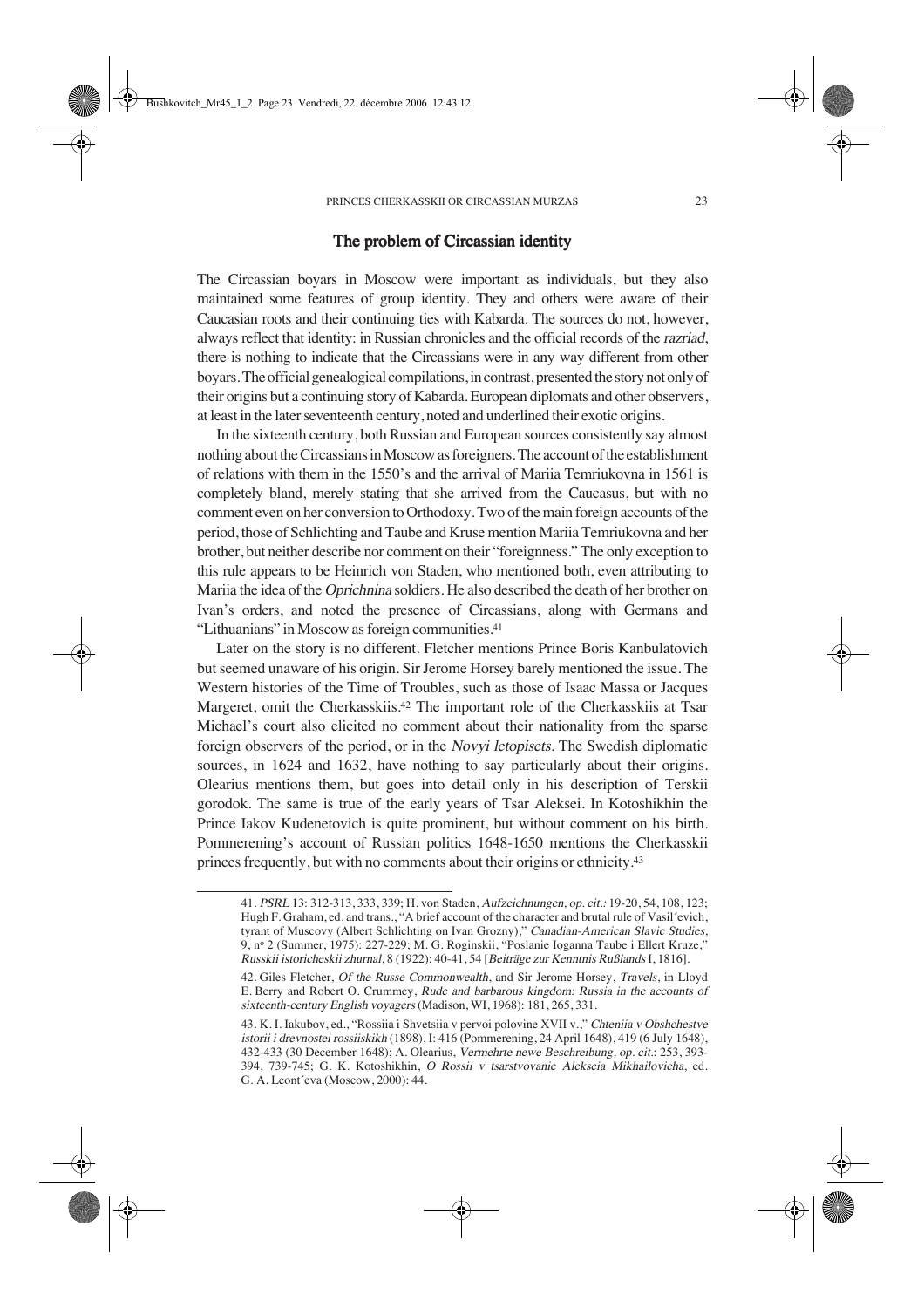## The problem of Circassian identity

The Circassian boyars in Moscow were important as individuals, but they also maintained some features of group identity. They and others were aware of their Caucasian roots and their continuing ties with Kabarda. The sources do not, however, always reflect that identity: in Russian chronicles and the official records of the *razriad*, there is nothing to indicate that the Circassians were in any way different from other boyars. The official genealogical compilations, in contrast, presented the story not only of their origins but a continuing story of Kabarda. European diplomats and other observers, at least in the later seventeenth century, noted and underlined their exotic origins.

In the sixteenth century, both Russian and European sources consistently say almost nothing about the Circassians in Moscow as foreigners. The account of the establishment of relations with them in the 1550's and the arrival of Mariia Temriukovna in 1561 is completely bland, merely stating that she arrived from the Caucasus, but with no comment even on her conversion to Orthodoxy. Two of the main foreign accounts of the period, those of Schlichting and Taube and Kruse mention Mariia Temriukovna and her brother, but neither describe nor comment on their "foreignness." The only exception to this rule appears to be Heinrich von Staden, who mentioned both, even attributing to Mariia the idea of the *Oprichnina* soldiers. He also described the death of her brother on Ivan's orders, and noted the presence of Circassians, along with Germans and "Lithuanians" in Moscow as foreign communities.[41]

Later on the story is no different. Fletcher mentions Prince Boris Kanbulatovich but seemed unaware of his origin. Sir Jerome Horsey barely mentioned the issue. The Western histories of the Time of Troubles, such as those of Isaac Massa or Jacques Margeret, omit the Cherkasskiis.[42] The important role of the Cherkasskiis at Tsar Michael's court also elicited no comment about their nationality from the sparse foreign observers of the period, or in the *Novyi letopisets*. The Swedish diplomatic sources, in 1624 and 1632, have nothing to say particularly about their origins. Olearius mentions them, but goes into detail only in his description of Terskii gorodok. The same is true of the early years of Tsar Aleksei. In Kotoshikhin the Prince Iakov Kudenetovich is quite prominent, but without comment on his birth. Pommerening's account of Russian politics 1648-1650 mentions the Cherkasskii princes frequently, but with no comments about their origins or ethnicity.[43]

---

41. *PSRL* 13: 312-313, 333, 339; H. von Staden, *Aufzeichnungen, op. cit.*: 19-20, 54, 108, 123; Hugh F. Graham, ed. and trans., "A brief account of the character and brutal rule of Vasil´evich, tyrant of Muscovy (Albert Schlichting on Ivan Grozny)," *Canadian-American Slavic Studies*, 9, nº 2 (Summer, 1975): 227-229; M. G. Roginskii, "Poslanie Ioganna Taube i Ellert Kruze," *Russkii istoricheskii zhurnal*, 8 (1922): 40-41, 54 [*Beiträge zur Kenntnis Rußlands* I, 1816].

42. Giles Fletcher, *Of the Russe Commonwealth*, and Sir Jerome Horsey, *Travels*, in Lloyd E. Berry and Robert O. Crummey, *Rude and barbarous kingdom: Russia in the accounts of sixteenth-century English voyagers* (Madison, WI, 1968): 181, 265, 331.

43. K. I. Iakubov, ed., "Rossiia i Shvetsiia v pervoi polovine XVII v.," *Chteniia v Obshchestve istorii i drevnostei rossiiskikh* (1898), I: 416 (Pommerening, 24 April 1648), 419 (6 July 1648), 432-433 (30 December 1648); A. Olearius, *Vermehrte newe Beschreibung, op. cit.*: 253, 393-394, 739-745; G. K. Kotoshikhin, *O Rossii v tsarstvovanie Alekseia Mikhailovicha*, ed. G. A. Leont´eva (Moscow, 2000): 44.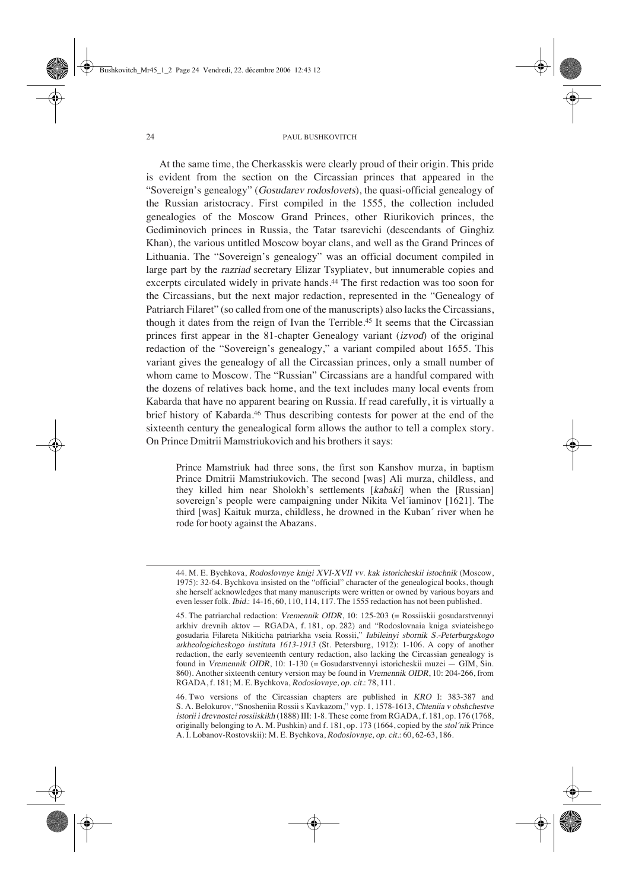At the same time, the Cherkasskis were clearly proud of their origin. This pride is evident from the section on the Circassian princes that appeared in the "Sovereign's genealogy" (*Gosudarev rodoslovets*), the quasi-official genealogy of the Russian aristocracy. First compiled in the 1555, the collection included genealogies of the Moscow Grand Princes, other Riurikovich princes, the Gediminovich princes in Russia, the Tatar tsarevichi (descendants of Ginghiz Khan), the various untitled Moscow boyar clans, and well as the Grand Princes of Lithuania. The "Sovereign's genealogy" was an official document compiled in large part by the *razriad* secretary Elizar Tsypliatev, but innumerable copies and excerpts circulated widely in private hands.[44] The first redaction was too soon for the Circassians, but the next major redaction, represented in the "Genealogy of Patriarch Filaret" (so called from one of the manuscripts) also lacks the Circassians, though it dates from the reign of Ivan the Terrible.[45] It seems that the Circassian princes first appear in the 81-chapter Genealogy variant (*izvod*) of the original redaction of the "Sovereign's genealogy," a variant compiled about 1655. This variant gives the genealogy of all the Circassian princes, only a small number of whom came to Moscow. The "Russian" Circassians are a handful compared with the dozens of relatives back home, and the text includes many local events from Kabarda that have no apparent bearing on Russia. If read carefully, it is virtually a brief history of Kabarda.[46] Thus describing contests for power at the end of the sixteenth century the genealogical form allows the author to tell a complex story. On Prince Dmitrii Mamstriukovich and his brothers it says:

> Prince Mamstriuk had three sons, the first son Kanshov murza, in baptism Prince Dmitrii Mamstriukovich. The second [was] Ali murza, childless, and they killed him near Sholokh's settlements [*kabaki*] when the [Russian] sovereign's people were campaigning under Nikita Vel´iaminov [1621]. The third [was] Kaituk murza, childless, he drowned in the Kuban´ river when he rode for booty against the Abazans.

---

44. M. E. Bychkova, *Rodoslovnye knigi XVI-XVII vv. kak istoricheskii istochnik* (Moscow, 1975): 32-64. Bychkova insisted on the "official" character of the genealogical books, though she herself acknowledges that many manuscripts were written or owned by various boyars and even lesser folk. *Ibid.*: 14-16, 60, 110, 114, 117. The 1555 redaction has not been published.

45. The patriarchal redaction: *Vremennik OIDR*, 10: 125-203 (= Rossiiskii gosudarstvennyi arkhiv drevnih aktov — RGADA, f. 181, op. 282) and "Rodoslovnaia kniga sviateishego gosudaria Filareta Nikiticha patriarkha vseia Rossii," *Iubileinyi sbornik S.-Peterburgskogo arkheologicheskogo instituta 1613-1913* (St. Petersburg, 1912): 1-106. A copy of another redaction, the early seventeenth century redaction, also lacking the Circassian genealogy is found in *Vremennik OIDR*, 10: 1-130 (= Gosudarstvennyi istoricheskii muzei — GIM, Sin. 860). Another sixteenth century version may be found in *Vremennik OIDR*, 10: 204-266, from RGADA, f. 181; M. E. Bychkova, *Rodoslovnye*, *op. cit.*: 78, 111.

46. Two versions of the Circassian chapters are published in *KRO* I: 383-387 and S. A. Belokurov, "Snosheniia Rossii s Kavkazom," vyp. 1, 1578-1613, *Chteniia v obshchestve istorii i drevnostei rossiiskikh* (1888) III: 1-8. These come from RGADA, f. 181, op. 176 (1768, originally belonging to A. M. Pushkin) and f. 181, op. 173 (1664, copied by the *stol´nik* Prince A. I. Lobanov-Rostovskii): M. E. Bychkova, *Rodoslovnye*, *op. cit.*: 60, 62-63, 186.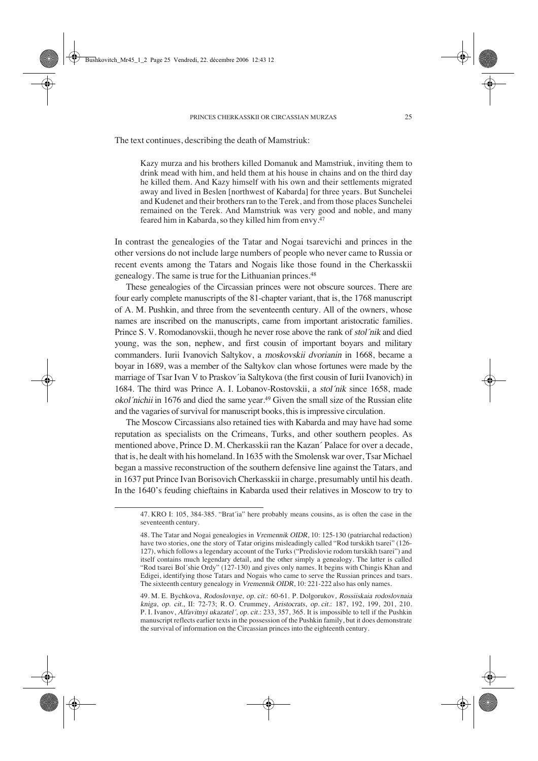The text continues, describing the death of Mamstriuk:

> Kazy murza and his brothers killed Domanuk and Mamstriuk, inviting them to drink mead with him, and held them at his house in chains and on the third day he killed them. And Kazy himself with his own and their settlements migrated away and lived in Beslen [northwest of Kabarda] for three years. But Sunchelei and Kudenet and their brothers ran to the Terek, and from those places Sunchelei remained on the Terek. And Mamstriuk was very good and noble, and many feared him in Kabarda, so they killed him from envy.[47]

In contrast the genealogies of the Tatar and Nogai tsarevichi and princes in the other versions do not include large numbers of people who never came to Russia or recent events among the Tatars and Nogais like those found in the Cherkasskii genealogy. The same is true for the Lithuanian princes.[48]

These genealogies of the Circassian princes were not obscure sources. There are four early complete manuscripts of the 81-chapter variant, that is, the 1768 manuscript of A. M. Pushkin, and three from the seventeenth century. All of the owners, whose names are inscribed on the manuscripts, came from important aristocratic families. Prince S. V. Romodanovskii, though he never rose above the rank of *stol´nik* and died young, was the son, nephew, and first cousin of important boyars and military commanders. Iurii Ivanovich Saltykov, a *moskovskii dvorianin* in 1668, became a boyar in 1689, was a member of the Saltykov clan whose fortunes were made by the marriage of Tsar Ivan V to Praskov´ia Saltykova (the first cousin of Iurii Ivanovich) in 1684. The third was Prince A. I. Lobanov-Rostovskii, a *stol´nik* since 1658, made *okol´nichii* in 1676 and died the same year.[49] Given the small size of the Russian elite and the vagaries of survival for manuscript books, this is impressive circulation.

The Moscow Circassians also retained ties with Kabarda and may have had some reputation as specialists on the Crimeans, Turks, and other southern peoples. As mentioned above, Prince D. M. Cherkasskii ran the Kazan´ Palace for over a decade, that is, he dealt with his homeland. In 1635 with the Smolensk war over, Tsar Michael began a massive reconstruction of the southern defensive line against the Tatars, and in 1637 put Prince Ivan Borisovich Cherkasskii in charge, presumably until his death. In the 1640's feuding chieftains in Kabarda used their relatives in Moscow to try to

---

47. KRO I: 105, 384-385. "Brat´ia" here probably means cousins, as is often the case in the seventeenth century.

48. The Tatar and Nogai genealogies in *Vremennik OIDR*, 10: 125-130 (patriarchal redaction) have two stories, one the story of Tatar origins misleadingly called "Rod turskikh tsarei" (126-127), which follows a legendary account of the Turks ("Predislovie rodom turskikh tsarei") and itself contains much legendary detail, and the other simply a genealogy. The latter is called "Rod tsarei Bol´shie Ordy" (127-130) and gives only names. It begins with Chingis Khan and Edigei, identifying those Tatars and Nogais who came to serve the Russian princes and tsars. The sixteenth century genealogy in *Vremennik OIDR*, 10: 221-222 also has only names.

49. M. E. Bychkova, *Rodoslovnye*, *op. cit.*: 60-61. P. Dolgorukov, *Rossiiskaia rodoslovnaia kniga*, *op. cit.*, II: 72-73; R. O. Crummey, *Aristocrats*, *op. cit.*: 187, 192, 199, 201, 210. P. I. Ivanov, *Alfavitnyi ukazatel´*, *op. cit.*: 233, 357, 365. It is impossible to tell if the Pushkin manuscript reflects earlier texts in the possession of the Pushkin family, but it does demonstrate the survival of information on the Circassian princes into the eighteenth century.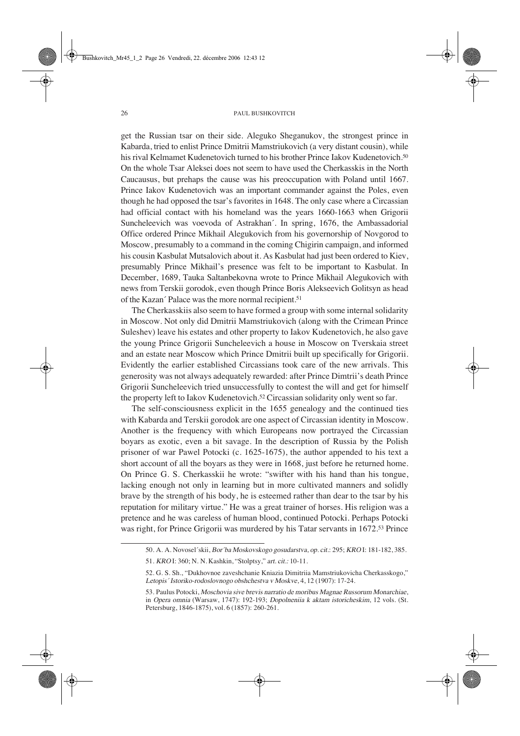get the Russian tsar on their side. Aleguko Sheganukov, the strongest prince in Kabarda, tried to enlist Prince Dmitrii Mamstriukovich (a very distant cousin), while his rival Kelmamet Kudenetovich turned to his brother Prince Iakov Kudenetovich.[50] On the whole Tsar Aleksei does not seem to have used the Cherkasskis in the North Caucausus, but prehaps the cause was his preoccupation with Poland until 1667. Prince Iakov Kudenetovich was an important commander against the Poles, even though he had opposed the tsar's favorites in 1648. The only case where a Circassian had official contact with his homeland was the years 1660-1663 when Grigorii Suncheleevich was voevoda of Astrakhan´. In spring, 1676, the Ambassadorial Office ordered Prince Mikhail Alegukovich from his governorship of Novgorod to Moscow, presumably to a command in the coming Chigirin campaign, and informed his cousin Kasbulat Mutsalovich about it. As Kasbulat had just been ordered to Kiev, presumably Prince Mikhail's presence was felt to be important to Kasbulat. In December, 1689, Tauka Saltanbekovna wrote to Prince Mikhail Alegukovich with news from Terskii gorodok, even though Prince Boris Alekseevich Golitsyn as head of the Kazan´ Palace was the more normal recipient.[51]

The Cherkasskiis also seem to have formed a group with some internal solidarity in Moscow. Not only did Dmitrii Mamstriukovich (along with the Crimean Prince Suleshev) leave his estates and other property to Iakov Kudenetovich, he also gave the young Prince Grigorii Suncheleevich a house in Moscow on Tverskaia street and an estate near Moscow which Prince Dmitrii built up specifically for Grigorii. Evidently the earlier established Circassians took care of the new arrivals. This generosity was not always adequately rewarded: after Prince Dimtrii's death Prince Grigorii Suncheleevich tried unsuccessfully to contest the will and get for himself the property left to Iakov Kudenetovich.[52] Circassian solidarity only went so far.

The self-consciousness explicit in the 1655 genealogy and the continued ties with Kabarda and Terskii gorodok are one aspect of Circassian identity in Moscow. Another is the frequency with which Europeans now portrayed the Circassian boyars as exotic, even a bit savage. In the description of Russia by the Polish prisoner of war Pawel Potocki (c. 1625-1675), the author appended to his text a short account of all the boyars as they were in 1668, just before he returned home. On Prince G. S. Cherkasskii he wrote: "swifter with his hand than his tongue, lacking enough not only in learning but in more cultivated manners and solidly brave by the strength of his body, he is esteemed rather than dear to the tsar by his reputation for military virtue." He was a great trainer of horses. His religion was a pretence and he was careless of human blood, continued Potocki. Perhaps Potocki was right, for Prince Grigorii was murdered by his Tatar servants in 1672.[53] Prince

50. A. A. Novosel´skii, *Bor´ba Moskovskogo gosudarstva*, *op. cit.*: 295; *KRO* I: 181-182, 385.

51. *KRO* I: 360; N. N. Kashkin, "Stolptsy," *art. cit.*: 10-11.

52. G. S. Sh., "Dukhovnoe zaveshchanie Kniazia Dimitriia Mamstriukovicha Cherkasskogo," *Letopis´ Istoriko-rodoslovnogo obshchestva v Moskve*, 4, 12 (1907): 17-24.

53. Paulus Potocki, *Moschovia sive brevis narratio de moribus Magnae Russorum Monarchiae*, in *Opera omnia* (Warsaw, 1747): 192-193; *Dopolneniia k aktam istoricheskim*, 12 vols. (St. Petersburg, 1846-1875), vol. 6 (1857): 260-261.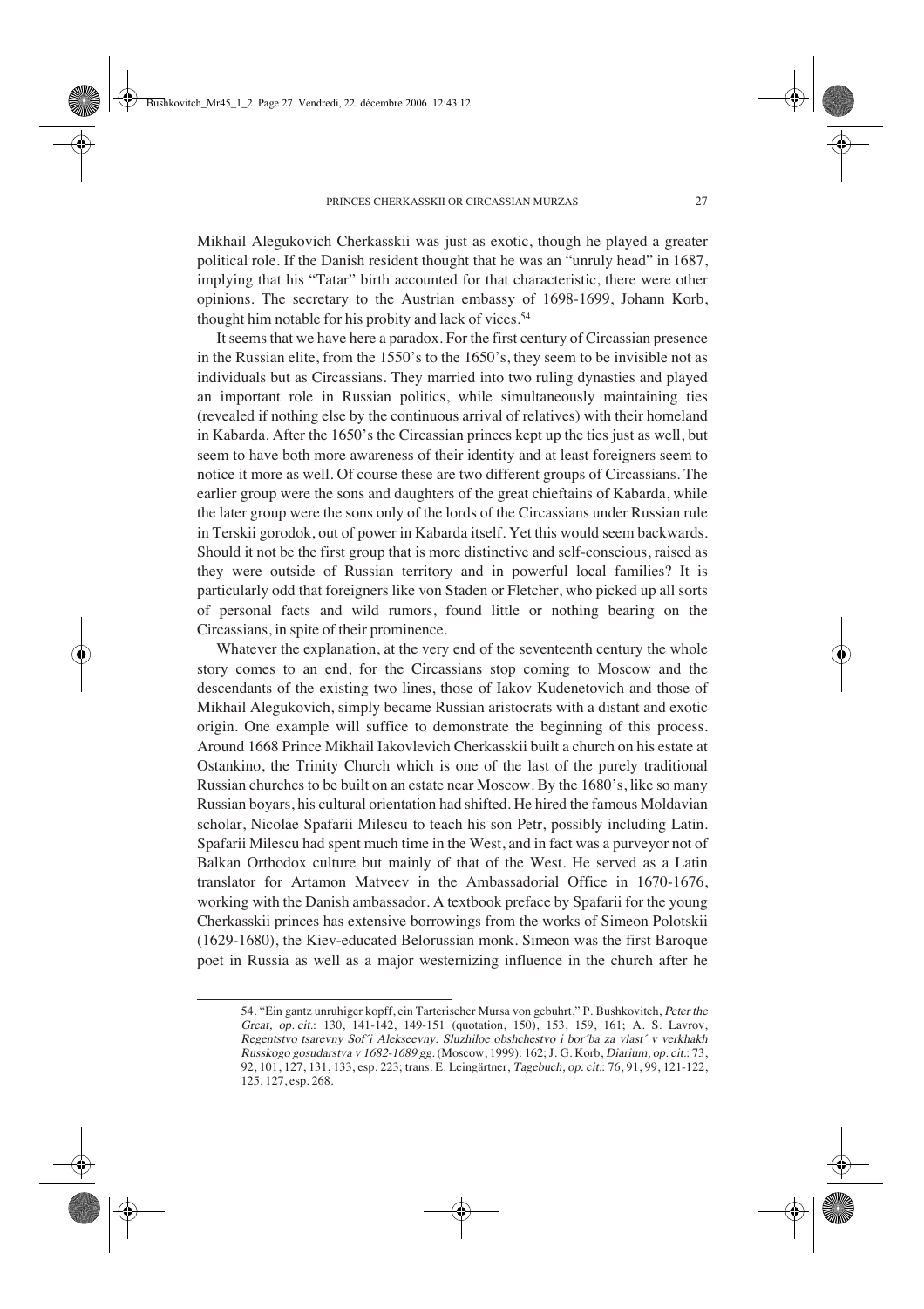Mikhail Alegukovich Cherkasskii was just as exotic, though he played a greater political role. If the Danish resident thought that he was an "unruly head" in 1687, implying that his "Tatar" birth accounted for that characteristic, there were other opinions. The secretary to the Austrian embassy of 1698-1699, Johann Korb, thought him notable for his probity and lack of vices.[54]

It seems that we have here a paradox. For the first century of Circassian presence in the Russian elite, from the 1550's to the 1650's, they seem to be invisible not as individuals but as Circassians. They married into two ruling dynasties and played an important role in Russian politics, while simultaneously maintaining ties (revealed if nothing else by the continuous arrival of relatives) with their homeland in Kabarda. After the 1650's the Circassian princes kept up the ties just as well, but seem to have both more awareness of their identity and at least foreigners seem to notice it more as well. Of course these are two different groups of Circassians. The earlier group were the sons and daughters of the great chieftains of Kabarda, while the later group were the sons only of the lords of the Circassians under Russian rule in Terskii gorodok, out of power in Kabarda itself. Yet this would seem backwards. Should it not be the first group that is more distinctive and self-conscious, raised as they were outside of Russian territory and in powerful local families? It is particularly odd that foreigners like von Staden or Fletcher, who picked up all sorts of personal facts and wild rumors, found little or nothing bearing on the Circassians, in spite of their prominence.

Whatever the explanation, at the very end of the seventeenth century the whole story comes to an end, for the Circassians stop coming to Moscow and the descendants of the existing two lines, those of Iakov Kudenetovich and those of Mikhail Alegukovich, simply became Russian aristocrats with a distant and exotic origin. One example will suffice to demonstrate the beginning of this process. Around 1668 Prince Mikhail Iakovlevich Cherkasskii built a church on his estate at Ostankino, the Trinity Church which is one of the last of the purely traditional Russian churches to be built on an estate near Moscow. By the 1680's, like so many Russian boyars, his cultural orientation had shifted. He hired the famous Moldavian scholar, Nicolae Spafarii Milescu to teach his son Petr, possibly including Latin. Spafarii Milescu had spent much time in the West, and in fact was a purveyor not of Balkan Orthodox culture but mainly of that of the West. He served as a Latin translator for Artamon Matveev in the Ambassadorial Office in 1670-1676, working with the Danish ambassador. A textbook preface by Spafarii for the young Cherkasskii princes has extensive borrowings from the works of Simeon Polotskii (1629-1680), the Kiev-educated Belorussian monk. Simeon was the first Baroque poet in Russia as well as a major westernizing influence in the church after he

---

54. "Ein gantz unruhiger kopff, ein Tarterischer Mursa von gebuhrt," P. Bushkovitch, *Peter the Great, op. cit.*: 130, 141-142, 149-151 (quotation, 150), 153, 159, 161; A. S. Lavrov, *Regentstvo tsarevny Sof´i Alekseevny: Sluzhiloe obshchestvo i bor´ba za vlast´ v verkhakh Russkogo gosudarstva v 1682-1689 gg.* (Moscow, 1999): 162; J. G. Korb, *Diarium, op. cit.*: 73, 92, 101, 127, 131, 133, esp. 223; trans. E. Leingärtner, *Tagebuch, op. cit.*: 76, 91, 99, 121-122, 125, 127, esp. 268.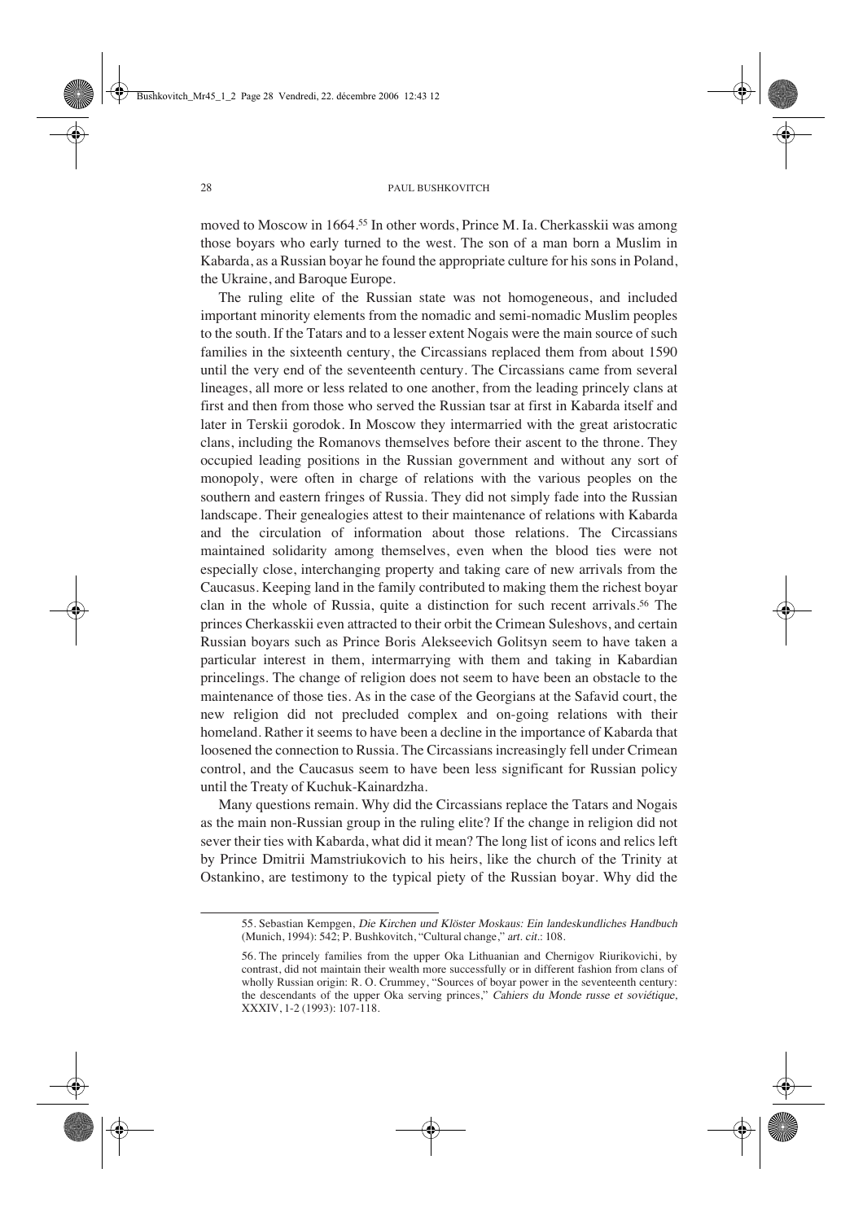moved to Moscow in 1664.[55] In other words, Prince M. Ia. Cherkasskii was among those boyars who early turned to the west. The son of a man born a Muslim in Kabarda, as a Russian boyar he found the appropriate culture for his sons in Poland, the Ukraine, and Baroque Europe.

The ruling elite of the Russian state was not homogeneous, and included important minority elements from the nomadic and semi-nomadic Muslim peoples to the south. If the Tatars and to a lesser extent Nogais were the main source of such families in the sixteenth century, the Circassians replaced them from about 1590 until the very end of the seventeenth century. The Circassians came from several lineages, all more or less related to one another, from the leading princely clans at first and then from those who served the Russian tsar at first in Kabarda itself and later in Terskii gorodok. In Moscow they intermarried with the great aristocratic clans, including the Romanovs themselves before their ascent to the throne. They occupied leading positions in the Russian government and without any sort of monopoly, were often in charge of relations with the various peoples on the southern and eastern fringes of Russia. They did not simply fade into the Russian landscape. Their genealogies attest to their maintenance of relations with Kabarda and the circulation of information about those relations. The Circassians maintained solidarity among themselves, even when the blood ties were not especially close, interchanging property and taking care of new arrivals from the Caucasus. Keeping land in the family contributed to making them the richest boyar clan in the whole of Russia, quite a distinction for such recent arrivals.[56] The princes Cherkasskii even attracted to their orbit the Crimean Suleshovs, and certain Russian boyars such as Prince Boris Alekseevich Golitsyn seem to have taken a particular interest in them, intermarrying with them and taking in Kabardian princelings. The change of religion does not seem to have been an obstacle to the maintenance of those ties. As in the case of the Georgians at the Safavid court, the new religion did not precluded complex and on-going relations with their homeland. Rather it seems to have been a decline in the importance of Kabarda that loosened the connection to Russia. The Circassians increasingly fell under Crimean control, and the Caucasus seem to have been less significant for Russian policy until the Treaty of Kuchuk-Kainardzha.

Many questions remain. Why did the Circassians replace the Tatars and Nogais as the main non-Russian group in the ruling elite? If the change in religion did not sever their ties with Kabarda, what did it mean? The long list of icons and relics left by Prince Dmitrii Mamstriukovich to his heirs, like the church of the Trinity at Ostankino, are testimony to the typical piety of the Russian boyar. Why did the

---

55. Sebastian Kempgen, *Die Kirchen und Klöster Moskaus: Ein landeskundliches Handbuch* (Munich, 1994): 542; P. Bushkovitch, "Cultural change," *art. cit.*: 108.

56. The princely families from the upper Oka Lithuanian and Chernigov Riurikovichi, by contrast, did not maintain their wealth more successfully or in different fashion from clans of wholly Russian origin: R. O. Crummey, "Sources of boyar power in the seventeenth century: the descendants of the upper Oka serving princes," *Cahiers du Monde russe et soviétique*, XXXIV, 1-2 (1993): 107-118.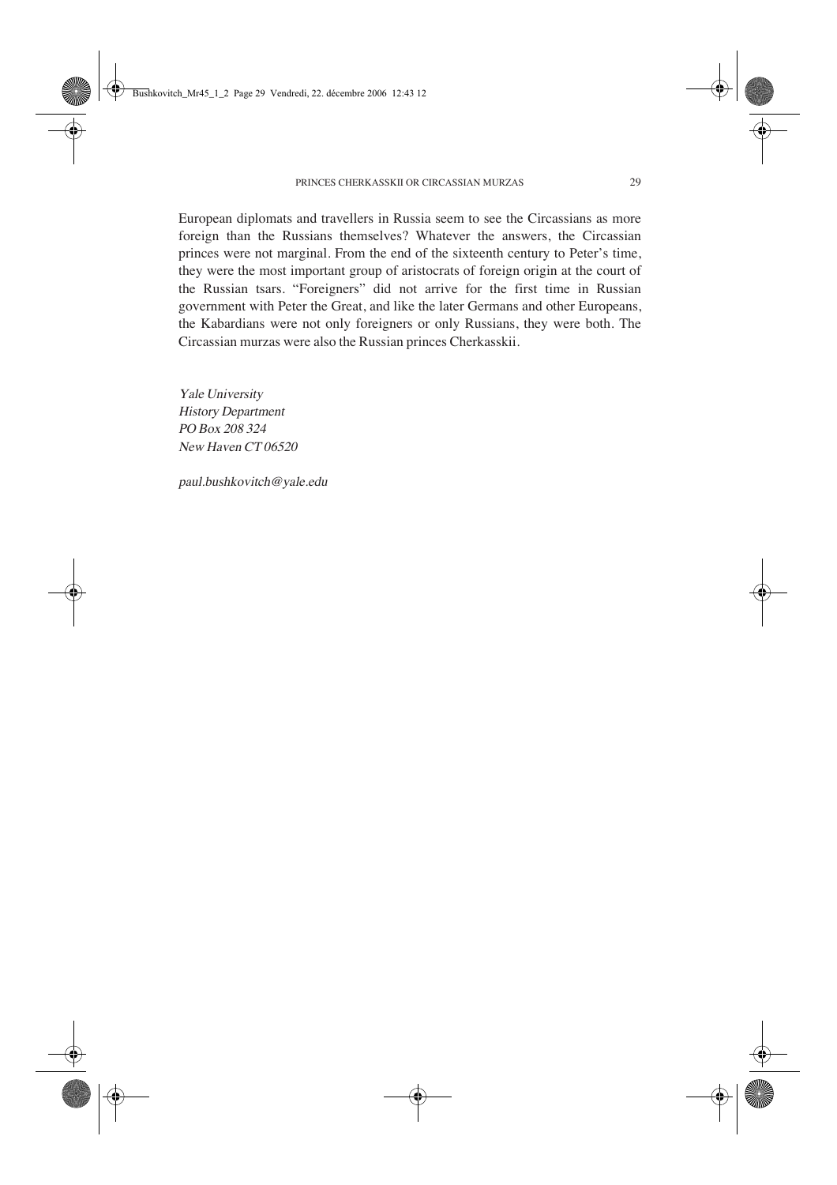European diplomats and travellers in Russia seem to see the Circassians as more foreign than the Russians themselves? Whatever the answers, the Circassian princes were not marginal. From the end of the sixteenth century to Peter's time, they were the most important group of aristocrats of foreign origin at the court of the Russian tsars. "Foreigners" did not arrive for the first time in Russian government with Peter the Great, and like the later Germans and other Europeans, the Kabardians were not only foreigners or only Russians, they were both. The Circassian murzas were also the Russian princes Cherkasskii.

*Yale University*
*History Department*
*PO Box 208 324*
*New Haven CT 06520*

*paul.bushkovitch@yale.edu*